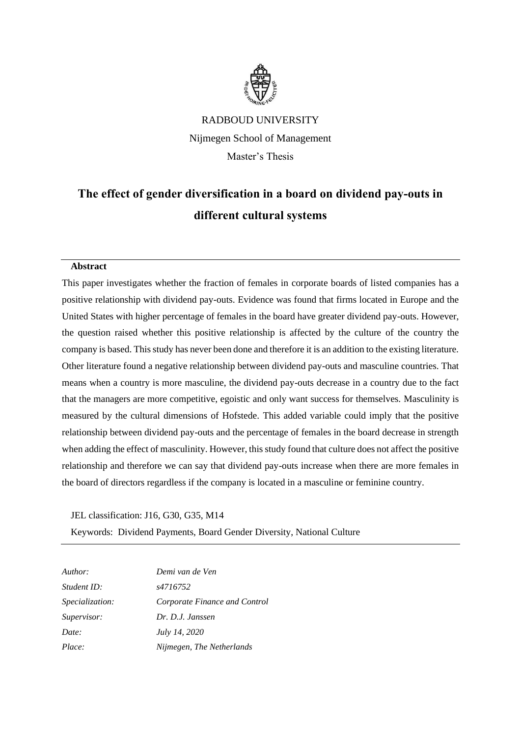RADBOUD UNIVERSITY

Nijmegen School of Management

Master's Thesis

# The effect of gender diversification in a board on dividend pay-outs in different cultural systems

---

**Abstract**

This paper investigates whether the fraction of females in corporate boards of listed companies has a positive relationship with dividend pay-outs. Evidence was found that firms located in Europe and the United States with higher percentage of females in the board have greater dividend pay-outs. However, the question raised whether this positive relationship is affected by the culture of the country the company is based. This study has never been done and therefore it is an addition to the existing literature. Other literature found a negative relationship between dividend pay-outs and masculine countries. That means when a country is more masculine, the dividend pay-outs decrease in a country due to the fact that the managers are more competitive, egoistic and only want success for themselves. Masculinity is measured by the cultural dimensions of Hofstede. This added variable could imply that the positive relationship between dividend pay-outs and the percentage of females in the board decrease in strength when adding the effect of masculinity. However, this study found that culture does not affect the positive relationship and therefore we can say that dividend pay-outs increase when there are more females in the board of directors regardless if the company is located in a masculine or feminine country.

JEL classification: J16, G30, G35, M14

Keywords: Dividend Payments, Board Gender Diversity, National Culture

---

| | |
|---|---|
| *Author:* | *Demi van de Ven* |
| *Student ID:* | *s4716752* |
| *Specialization:* | *Corporate Finance and Control* |
| *Supervisor:* | *Dr. D.J. Janssen* |
| *Date:* | *July 14, 2020* |
| *Place:* | *Nijmegen, The Netherlands* |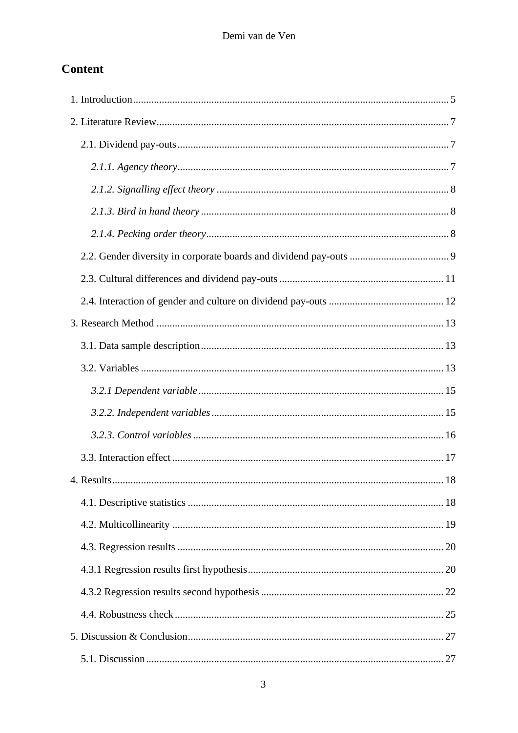## Content

1. Introduction ........................................................................................................................ 5

2. Literature Review .............................................................................................................. 7

    2.1. Dividend pay-outs ....................................................................................................... 7

        *2.1.1. Agency theory* ....................................................................................................... 7

        *2.1.2. Signalling effect theory* ........................................................................................ 8

        *2.1.3. Bird in hand theory* .............................................................................................. 8

        *2.1.4. Pecking order theory* ............................................................................................ 8

    2.2. Gender diversity in corporate boards and dividend pay-outs ...................................... 9

    2.3. Cultural differences and dividend pay-outs .............................................................. 11

    2.4. Interaction of gender and culture on dividend pay-outs ............................................ 12

3. Research Method ............................................................................................................. 13

    3.1. Data sample description ............................................................................................ 13

    3.2. Variables .................................................................................................................. 13

        *3.2.1 Dependent variable* ............................................................................................. 15

        *3.2.2. Independent variables* ........................................................................................ 15

        *3.2.3. Control variables* ............................................................................................... 16

    3.3. Interaction effect ....................................................................................................... 17

4. Results ............................................................................................................................. 18

    4.1. Descriptive statistics ................................................................................................. 18

    4.2. Multicollinearity ....................................................................................................... 19

    4.3. Regression results ..................................................................................................... 20

    4.3.1 Regression results first hypothesis .......................................................................... 20

    4.3.2 Regression results second hypothesis ..................................................................... 22

    4.4. Robustness check ...................................................................................................... 25

5. Discussion & Conclusion ................................................................................................. 27

    5.1. Discussion ................................................................................................................. 27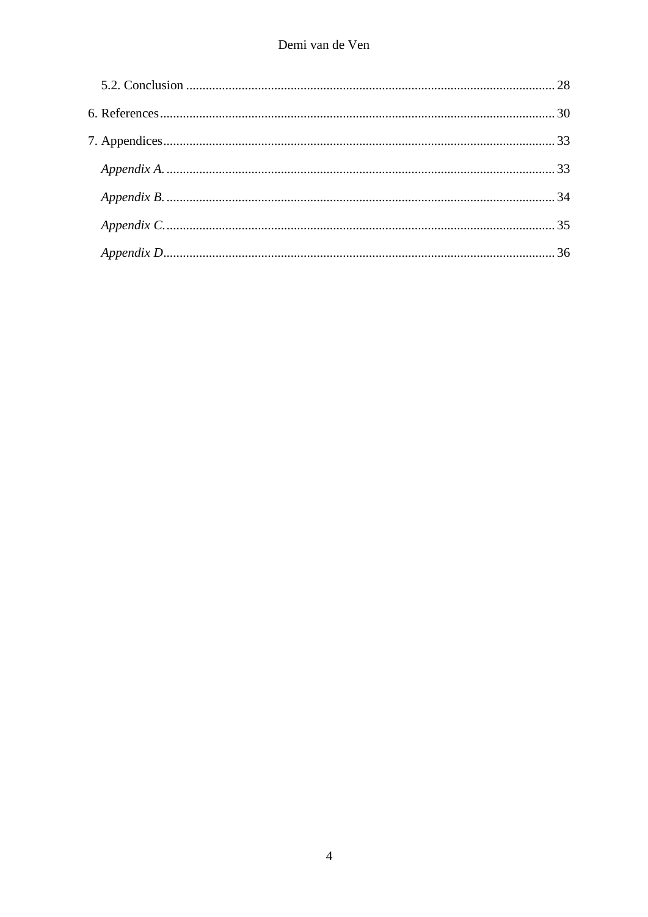5.2. Conclusion ................................................................................................................ 28

6. References........................................................................................................................ 30

7. Appendices....................................................................................................................... 33

*Appendix A.* ..................................................................................................................... 33

*Appendix B.* ..................................................................................................................... 34

*Appendix C.* ..................................................................................................................... 35

*Appendix D*....................................................................................................................... 36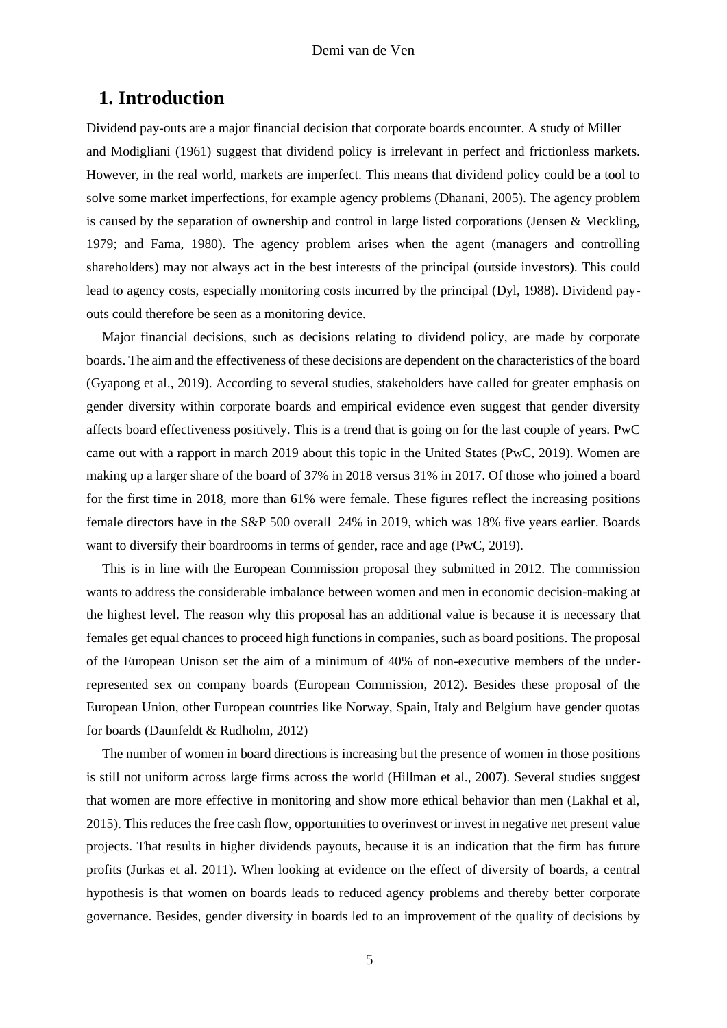# 1. Introduction

Dividend pay-outs are a major financial decision that corporate boards encounter. A study of Miller and Modigliani (1961) suggest that dividend policy is irrelevant in perfect and frictionless markets. However, in the real world, markets are imperfect. This means that dividend policy could be a tool to solve some market imperfections, for example agency problems (Dhanani, 2005). The agency problem is caused by the separation of ownership and control in large listed corporations (Jensen & Meckling, 1979; and Fama, 1980). The agency problem arises when the agent (managers and controlling shareholders) may not always act in the best interests of the principal (outside investors). This could lead to agency costs, especially monitoring costs incurred by the principal (Dyl, 1988). Dividend pay-outs could therefore be seen as a monitoring device.

Major financial decisions, such as decisions relating to dividend policy, are made by corporate boards. The aim and the effectiveness of these decisions are dependent on the characteristics of the board (Gyapong et al., 2019). According to several studies, stakeholders have called for greater emphasis on gender diversity within corporate boards and empirical evidence even suggest that gender diversity affects board effectiveness positively. This is a trend that is going on for the last couple of years. PwC came out with a rapport in march 2019 about this topic in the United States (PwC, 2019). Women are making up a larger share of the board of 37% in 2018 versus 31% in 2017. Of those who joined a board for the first time in 2018, more than 61% were female. These figures reflect the increasing positions female directors have in the S&P 500 overall 24% in 2019, which was 18% five years earlier. Boards want to diversify their boardrooms in terms of gender, race and age (PwC, 2019).

This is in line with the European Commission proposal they submitted in 2012. The commission wants to address the considerable imbalance between women and men in economic decision-making at the highest level. The reason why this proposal has an additional value is because it is necessary that females get equal chances to proceed high functions in companies, such as board positions. The proposal of the European Unison set the aim of a minimum of 40% of non-executive members of the under-represented sex on company boards (European Commission, 2012). Besides these proposal of the European Union, other European countries like Norway, Spain, Italy and Belgium have gender quotas for boards (Daunfeldt & Rudholm, 2012)

The number of women in board directions is increasing but the presence of women in those positions is still not uniform across large firms across the world (Hillman et al., 2007). Several studies suggest that women are more effective in monitoring and show more ethical behavior than men (Lakhal et al, 2015). This reduces the free cash flow, opportunities to overinvest or invest in negative net present value projects. That results in higher dividends payouts, because it is an indication that the firm has future profits (Jurkas et al. 2011). When looking at evidence on the effect of diversity of boards, a central hypothesis is that women on boards leads to reduced agency problems and thereby better corporate governance. Besides, gender diversity in boards led to an improvement of the quality of decisions by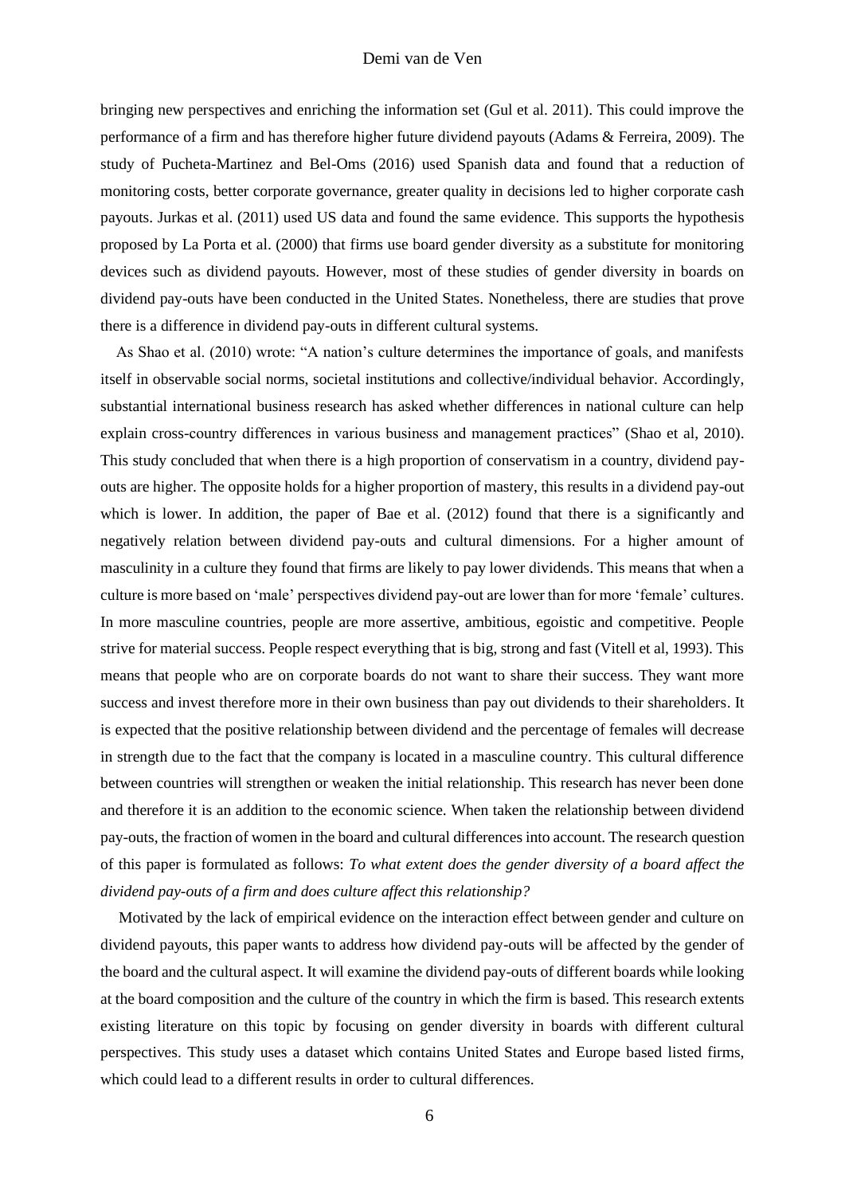bringing new perspectives and enriching the information set (Gul et al. 2011). This could improve the performance of a firm and has therefore higher future dividend payouts (Adams & Ferreira, 2009). The study of Pucheta-Martinez and Bel-Oms (2016) used Spanish data and found that a reduction of monitoring costs, better corporate governance, greater quality in decisions led to higher corporate cash payouts. Jurkas et al. (2011) used US data and found the same evidence. This supports the hypothesis proposed by La Porta et al. (2000) that firms use board gender diversity as a substitute for monitoring devices such as dividend payouts. However, most of these studies of gender diversity in boards on dividend pay-outs have been conducted in the United States. Nonetheless, there are studies that prove there is a difference in dividend pay-outs in different cultural systems.

As Shao et al. (2010) wrote: "A nation's culture determines the importance of goals, and manifests itself in observable social norms, societal institutions and collective/individual behavior. Accordingly, substantial international business research has asked whether differences in national culture can help explain cross-country differences in various business and management practices" (Shao et al, 2010). This study concluded that when there is a high proportion of conservatism in a country, dividend pay-outs are higher. The opposite holds for a higher proportion of mastery, this results in a dividend pay-out which is lower. In addition, the paper of Bae et al. (2012) found that there is a significantly and negatively relation between dividend pay-outs and cultural dimensions. For a higher amount of masculinity in a culture they found that firms are likely to pay lower dividends. This means that when a culture is more based on 'male' perspectives dividend pay-out are lower than for more 'female' cultures. In more masculine countries, people are more assertive, ambitious, egoistic and competitive. People strive for material success. People respect everything that is big, strong and fast (Vitell et al, 1993). This means that people who are on corporate boards do not want to share their success. They want more success and invest therefore more in their own business than pay out dividends to their shareholders. It is expected that the positive relationship between dividend and the percentage of females will decrease in strength due to the fact that the company is located in a masculine country. This cultural difference between countries will strengthen or weaken the initial relationship. This research has never been done and therefore it is an addition to the economic science. When taken the relationship between dividend pay-outs, the fraction of women in the board and cultural differences into account. The research question of this paper is formulated as follows: *To what extent does the gender diversity of a board affect the dividend pay-outs of a firm and does culture affect this relationship?*

Motivated by the lack of empirical evidence on the interaction effect between gender and culture on dividend payouts, this paper wants to address how dividend pay-outs will be affected by the gender of the board and the cultural aspect. It will examine the dividend pay-outs of different boards while looking at the board composition and the culture of the country in which the firm is based. This research extents existing literature on this topic by focusing on gender diversity in boards with different cultural perspectives. This study uses a dataset which contains United States and Europe based listed firms, which could lead to a different results in order to cultural differences.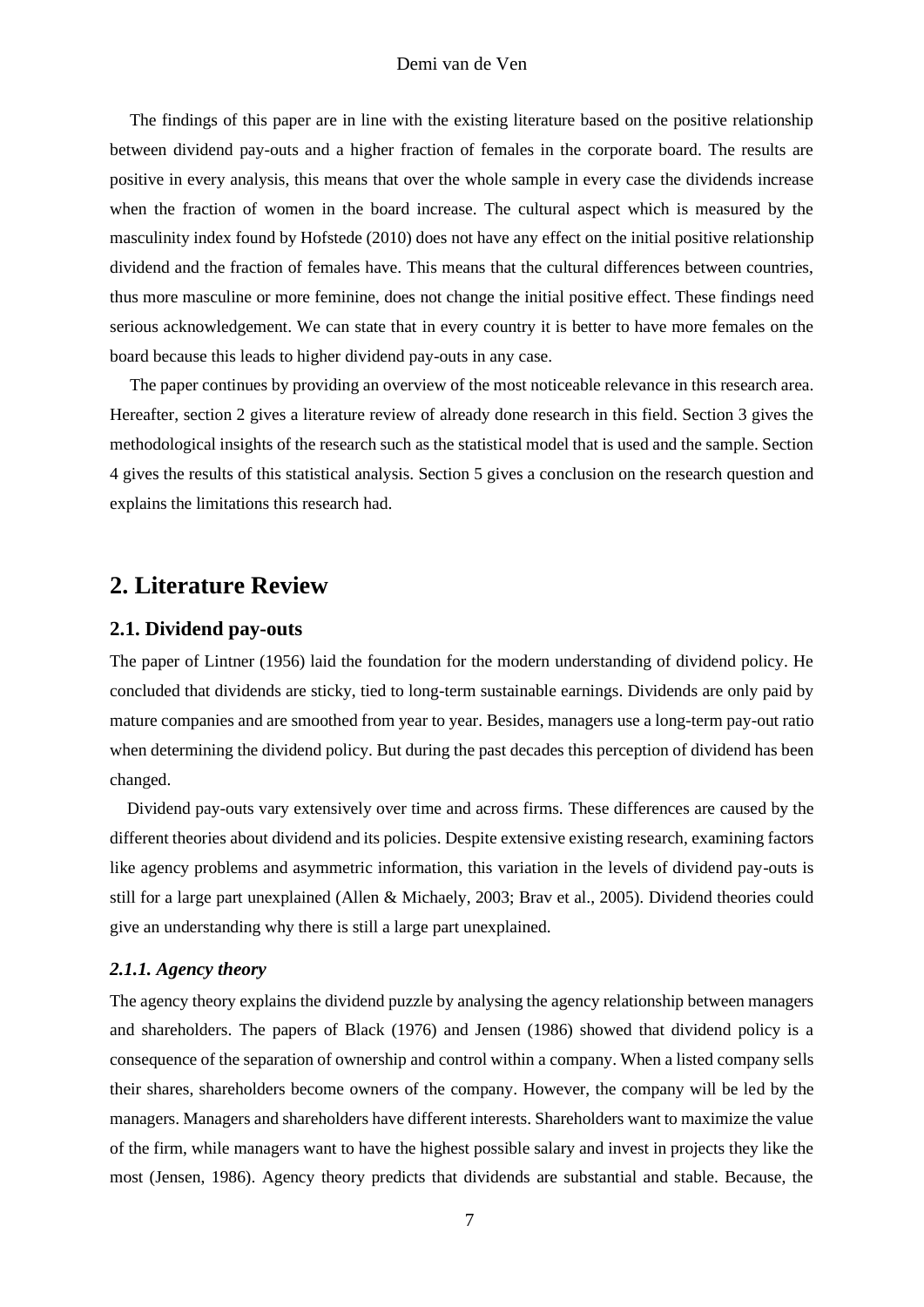The findings of this paper are in line with the existing literature based on the positive relationship between dividend pay-outs and a higher fraction of females in the corporate board. The results are positive in every analysis, this means that over the whole sample in every case the dividends increase when the fraction of women in the board increase. The cultural aspect which is measured by the masculinity index found by Hofstede (2010) does not have any effect on the initial positive relationship dividend and the fraction of females have. This means that the cultural differences between countries, thus more masculine or more feminine, does not change the initial positive effect. These findings need serious acknowledgement. We can state that in every country it is better to have more females on the board because this leads to higher dividend pay-outs in any case.

The paper continues by providing an overview of the most noticeable relevance in this research area. Hereafter, section 2 gives a literature review of already done research in this field. Section 3 gives the methodological insights of the research such as the statistical model that is used and the sample. Section 4 gives the results of this statistical analysis. Section 5 gives a conclusion on the research question and explains the limitations this research had.

## 2. Literature Review

### 2.1. Dividend pay-outs

The paper of Lintner (1956) laid the foundation for the modern understanding of dividend policy. He concluded that dividends are sticky, tied to long-term sustainable earnings. Dividends are only paid by mature companies and are smoothed from year to year. Besides, managers use a long-term pay-out ratio when determining the dividend policy. But during the past decades this perception of dividend has been changed.

Dividend pay-outs vary extensively over time and across firms. These differences are caused by the different theories about dividend and its policies. Despite extensive existing research, examining factors like agency problems and asymmetric information, this variation in the levels of dividend pay-outs is still for a large part unexplained (Allen & Michaely, 2003; Brav et al., 2005). Dividend theories could give an understanding why there is still a large part unexplained.

#### *2.1.1. Agency theory*

The agency theory explains the dividend puzzle by analysing the agency relationship between managers and shareholders. The papers of Black (1976) and Jensen (1986) showed that dividend policy is a consequence of the separation of ownership and control within a company. When a listed company sells their shares, shareholders become owners of the company. However, the company will be led by the managers. Managers and shareholders have different interests. Shareholders want to maximize the value of the firm, while managers want to have the highest possible salary and invest in projects they like the most (Jensen, 1986). Agency theory predicts that dividends are substantial and stable. Because, the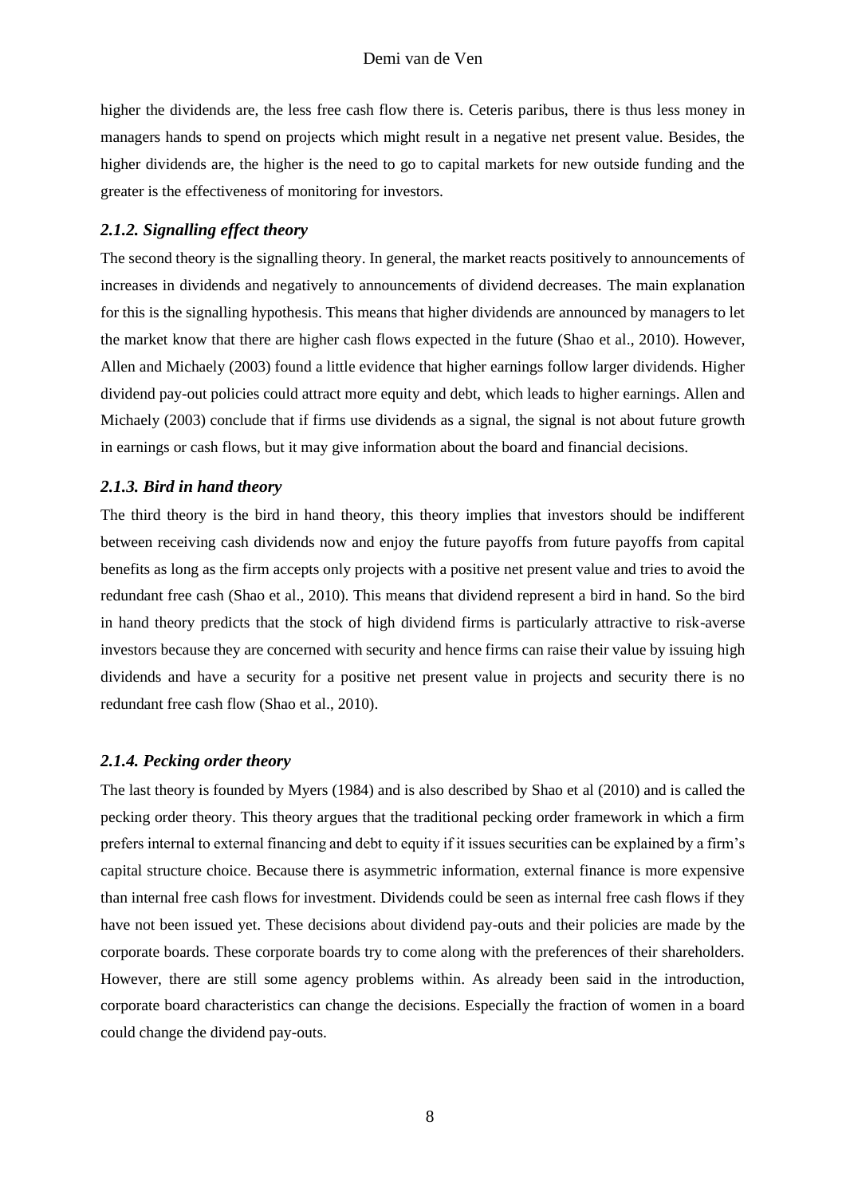higher the dividends are, the less free cash flow there is. Ceteris paribus, there is thus less money in managers hands to spend on projects which might result in a negative net present value. Besides, the higher dividends are, the higher is the need to go to capital markets for new outside funding and the greater is the effectiveness of monitoring for investors.

### *2.1.2. Signalling effect theory*

The second theory is the signalling theory. In general, the market reacts positively to announcements of increases in dividends and negatively to announcements of dividend decreases. The main explanation for this is the signalling hypothesis. This means that higher dividends are announced by managers to let the market know that there are higher cash flows expected in the future (Shao et al., 2010). However, Allen and Michaely (2003) found a little evidence that higher earnings follow larger dividends. Higher dividend pay-out policies could attract more equity and debt, which leads to higher earnings. Allen and Michaely (2003) conclude that if firms use dividends as a signal, the signal is not about future growth in earnings or cash flows, but it may give information about the board and financial decisions.

### *2.1.3. Bird in hand theory*

The third theory is the bird in hand theory, this theory implies that investors should be indifferent between receiving cash dividends now and enjoy the future payoffs from future payoffs from capital benefits as long as the firm accepts only projects with a positive net present value and tries to avoid the redundant free cash (Shao et al., 2010). This means that dividend represent a bird in hand. So the bird in hand theory predicts that the stock of high dividend firms is particularly attractive to risk-averse investors because they are concerned with security and hence firms can raise their value by issuing high dividends and have a security for a positive net present value in projects and security there is no redundant free cash flow (Shao et al., 2010).

### *2.1.4. Pecking order theory*

The last theory is founded by Myers (1984) and is also described by Shao et al (2010) and is called the pecking order theory. This theory argues that the traditional pecking order framework in which a firm prefers internal to external financing and debt to equity if it issues securities can be explained by a firm's capital structure choice. Because there is asymmetric information, external finance is more expensive than internal free cash flows for investment. Dividends could be seen as internal free cash flows if they have not been issued yet. These decisions about dividend pay-outs and their policies are made by the corporate boards. These corporate boards try to come along with the preferences of their shareholders. However, there are still some agency problems within. As already been said in the introduction, corporate board characteristics can change the decisions. Especially the fraction of women in a board could change the dividend pay-outs.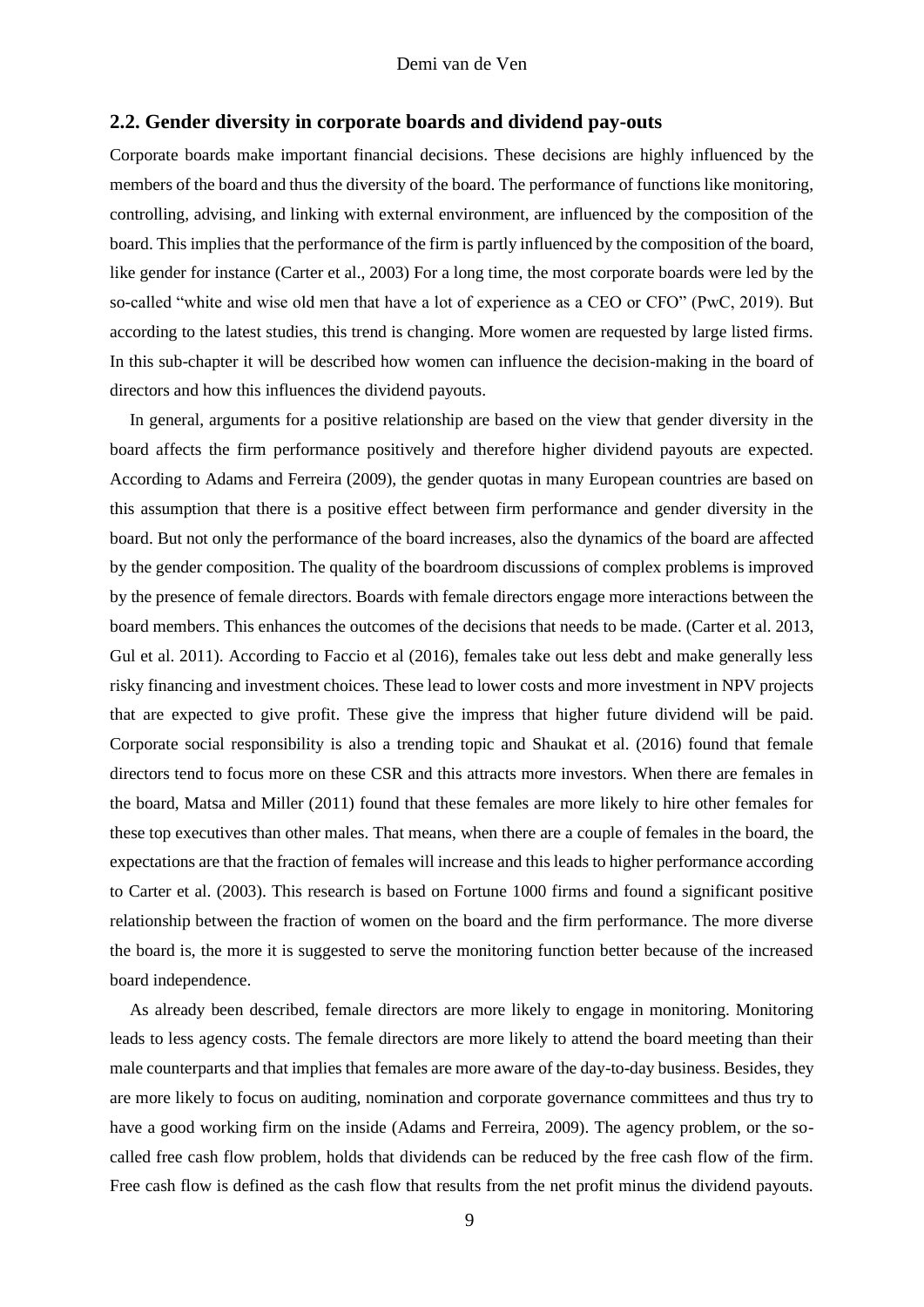## 2.2. Gender diversity in corporate boards and dividend pay-outs

Corporate boards make important financial decisions. These decisions are highly influenced by the members of the board and thus the diversity of the board. The performance of functions like monitoring, controlling, advising, and linking with external environment, are influenced by the composition of the board. This implies that the performance of the firm is partly influenced by the composition of the board, like gender for instance (Carter et al., 2003) For a long time, the most corporate boards were led by the so-called "white and wise old men that have a lot of experience as a CEO or CFO" (PwC, 2019). But according to the latest studies, this trend is changing. More women are requested by large listed firms. In this sub-chapter it will be described how women can influence the decision-making in the board of directors and how this influences the dividend payouts.

In general, arguments for a positive relationship are based on the view that gender diversity in the board affects the firm performance positively and therefore higher dividend payouts are expected. According to Adams and Ferreira (2009), the gender quotas in many European countries are based on this assumption that there is a positive effect between firm performance and gender diversity in the board. But not only the performance of the board increases, also the dynamics of the board are affected by the gender composition. The quality of the boardroom discussions of complex problems is improved by the presence of female directors. Boards with female directors engage more interactions between the board members. This enhances the outcomes of the decisions that needs to be made. (Carter et al. 2013, Gul et al. 2011). According to Faccio et al (2016), females take out less debt and make generally less risky financing and investment choices. These lead to lower costs and more investment in NPV projects that are expected to give profit. These give the impress that higher future dividend will be paid. Corporate social responsibility is also a trending topic and Shaukat et al. (2016) found that female directors tend to focus more on these CSR and this attracts more investors. When there are females in the board, Matsa and Miller (2011) found that these females are more likely to hire other females for these top executives than other males. That means, when there are a couple of females in the board, the expectations are that the fraction of females will increase and this leads to higher performance according to Carter et al. (2003). This research is based on Fortune 1000 firms and found a significant positive relationship between the fraction of women on the board and the firm performance. The more diverse the board is, the more it is suggested to serve the monitoring function better because of the increased board independence.

As already been described, female directors are more likely to engage in monitoring. Monitoring leads to less agency costs. The female directors are more likely to attend the board meeting than their male counterparts and that implies that females are more aware of the day-to-day business. Besides, they are more likely to focus on auditing, nomination and corporate governance committees and thus try to have a good working firm on the inside (Adams and Ferreira, 2009). The agency problem, or the so-called free cash flow problem, holds that dividends can be reduced by the free cash flow of the firm. Free cash flow is defined as the cash flow that results from the net profit minus the dividend payouts.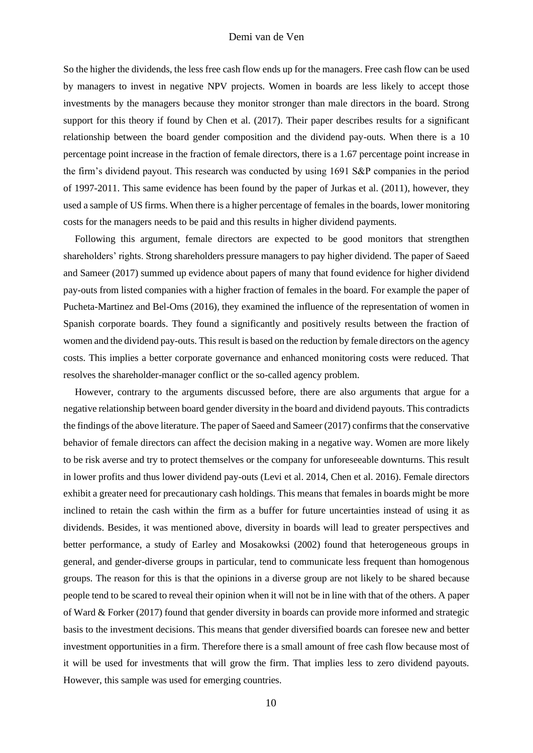So the higher the dividends, the less free cash flow ends up for the managers. Free cash flow can be used by managers to invest in negative NPV projects. Women in boards are less likely to accept those investments by the managers because they monitor stronger than male directors in the board. Strong support for this theory if found by Chen et al. (2017). Their paper describes results for a significant relationship between the board gender composition and the dividend pay-outs. When there is a 10 percentage point increase in the fraction of female directors, there is a 1.67 percentage point increase in the firm's dividend payout. This research was conducted by using 1691 S&P companies in the period of 1997-2011. This same evidence has been found by the paper of Jurkas et al. (2011), however, they used a sample of US firms. When there is a higher percentage of females in the boards, lower monitoring costs for the managers needs to be paid and this results in higher dividend payments.

Following this argument, female directors are expected to be good monitors that strengthen shareholders' rights. Strong shareholders pressure managers to pay higher dividend. The paper of Saeed and Sameer (2017) summed up evidence about papers of many that found evidence for higher dividend pay-outs from listed companies with a higher fraction of females in the board. For example the paper of Pucheta-Martinez and Bel-Oms (2016), they examined the influence of the representation of women in Spanish corporate boards. They found a significantly and positively results between the fraction of women and the dividend pay-outs. This result is based on the reduction by female directors on the agency costs. This implies a better corporate governance and enhanced monitoring costs were reduced. That resolves the shareholder-manager conflict or the so-called agency problem.

However, contrary to the arguments discussed before, there are also arguments that argue for a negative relationship between board gender diversity in the board and dividend payouts. This contradicts the findings of the above literature. The paper of Saeed and Sameer (2017) confirms that the conservative behavior of female directors can affect the decision making in a negative way. Women are more likely to be risk averse and try to protect themselves or the company for unforeseeable downturns. This result in lower profits and thus lower dividend pay-outs (Levi et al. 2014, Chen et al. 2016). Female directors exhibit a greater need for precautionary cash holdings. This means that females in boards might be more inclined to retain the cash within the firm as a buffer for future uncertainties instead of using it as dividends. Besides, it was mentioned above, diversity in boards will lead to greater perspectives and better performance, a study of Earley and Mosakowksi (2002) found that heterogeneous groups in general, and gender-diverse groups in particular, tend to communicate less frequent than homogenous groups. The reason for this is that the opinions in a diverse group are not likely to be shared because people tend to be scared to reveal their opinion when it will not be in line with that of the others. A paper of Ward & Forker (2017) found that gender diversity in boards can provide more informed and strategic basis to the investment decisions. This means that gender diversified boards can foresee new and better investment opportunities in a firm. Therefore there is a small amount of free cash flow because most of it will be used for investments that will grow the firm. That implies less to zero dividend payouts. However, this sample was used for emerging countries.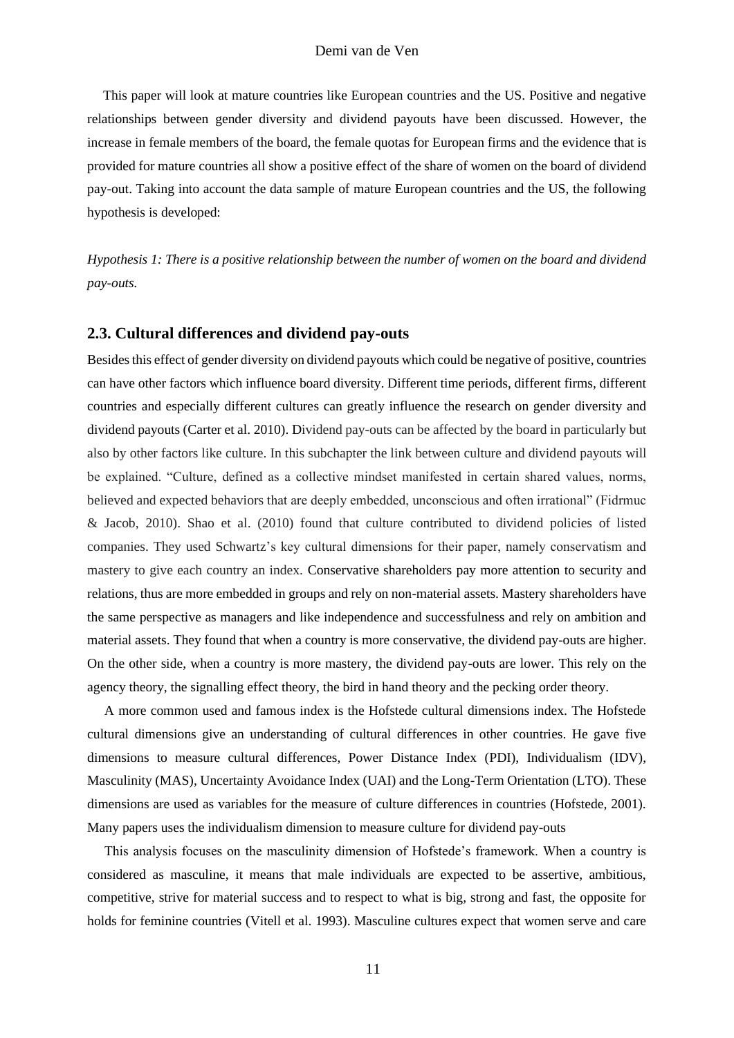This paper will look at mature countries like European countries and the US. Positive and negative relationships between gender diversity and dividend payouts have been discussed. However, the increase in female members of the board, the female quotas for European firms and the evidence that is provided for mature countries all show a positive effect of the share of women on the board of dividend pay-out. Taking into account the data sample of mature European countries and the US, the following hypothesis is developed:

*Hypothesis 1: There is a positive relationship between the number of women on the board and dividend pay-outs.*

## 2.3. Cultural differences and dividend pay-outs

Besides this effect of gender diversity on dividend payouts which could be negative of positive, countries can have other factors which influence board diversity. Different time periods, different firms, different countries and especially different cultures can greatly influence the research on gender diversity and dividend payouts (Carter et al. 2010). Dividend pay-outs can be affected by the board in particularly but also by other factors like culture. In this subchapter the link between culture and dividend payouts will be explained. "Culture, defined as a collective mindset manifested in certain shared values, norms, believed and expected behaviors that are deeply embedded, unconscious and often irrational" (Fidrmuc & Jacob, 2010). Shao et al. (2010) found that culture contributed to dividend policies of listed companies. They used Schwartz's key cultural dimensions for their paper, namely conservatism and mastery to give each country an index. Conservative shareholders pay more attention to security and relations, thus are more embedded in groups and rely on non-material assets. Mastery shareholders have the same perspective as managers and like independence and successfulness and rely on ambition and material assets. They found that when a country is more conservative, the dividend pay-outs are higher. On the other side, when a country is more mastery, the dividend pay-outs are lower. This rely on the agency theory, the signalling effect theory, the bird in hand theory and the pecking order theory.

A more common used and famous index is the Hofstede cultural dimensions index. The Hofstede cultural dimensions give an understanding of cultural differences in other countries. He gave five dimensions to measure cultural differences, Power Distance Index (PDI), Individualism (IDV), Masculinity (MAS), Uncertainty Avoidance Index (UAI) and the Long-Term Orientation (LTO). These dimensions are used as variables for the measure of culture differences in countries (Hofstede, 2001). Many papers uses the individualism dimension to measure culture for dividend pay-outs

This analysis focuses on the masculinity dimension of Hofstede's framework. When a country is considered as masculine, it means that male individuals are expected to be assertive, ambitious, competitive, strive for material success and to respect to what is big, strong and fast, the opposite for holds for feminine countries (Vitell et al. 1993). Masculine cultures expect that women serve and care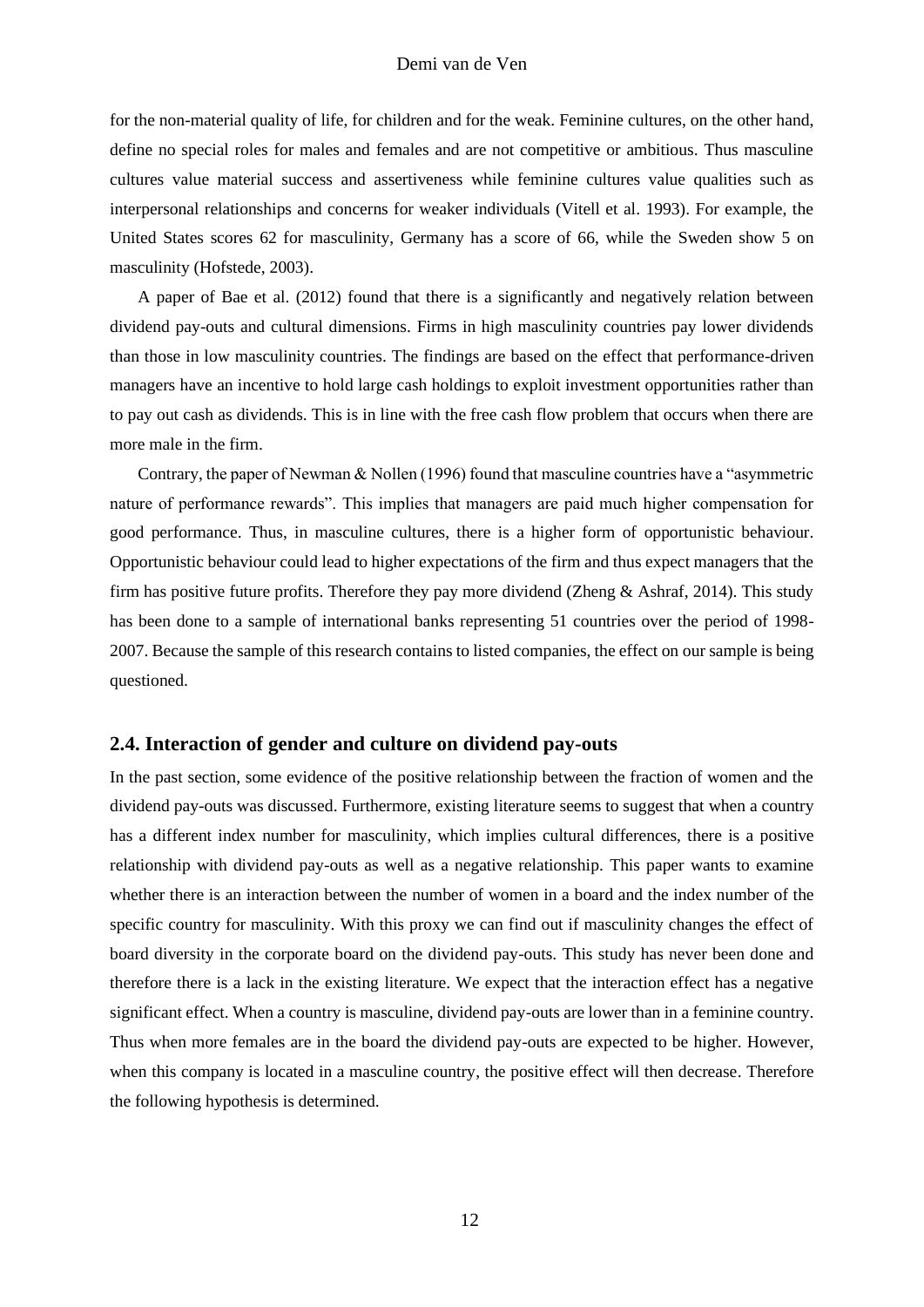for the non-material quality of life, for children and for the weak. Feminine cultures, on the other hand, define no special roles for males and females and are not competitive or ambitious. Thus masculine cultures value material success and assertiveness while feminine cultures value qualities such as interpersonal relationships and concerns for weaker individuals (Vitell et al. 1993). For example, the United States scores 62 for masculinity, Germany has a score of 66, while the Sweden show 5 on masculinity (Hofstede, 2003).

A paper of Bae et al. (2012) found that there is a significantly and negatively relation between dividend pay-outs and cultural dimensions. Firms in high masculinity countries pay lower dividends than those in low masculinity countries. The findings are based on the effect that performance-driven managers have an incentive to hold large cash holdings to exploit investment opportunities rather than to pay out cash as dividends. This is in line with the free cash flow problem that occurs when there are more male in the firm.

Contrary, the paper of Newman & Nollen (1996) found that masculine countries have a "asymmetric nature of performance rewards". This implies that managers are paid much higher compensation for good performance. Thus, in masculine cultures, there is a higher form of opportunistic behaviour. Opportunistic behaviour could lead to higher expectations of the firm and thus expect managers that the firm has positive future profits. Therefore they pay more dividend (Zheng & Ashraf, 2014). This study has been done to a sample of international banks representing 51 countries over the period of 1998-2007. Because the sample of this research contains to listed companies, the effect on our sample is being questioned.

## 2.4. Interaction of gender and culture on dividend pay-outs

In the past section, some evidence of the positive relationship between the fraction of women and the dividend pay-outs was discussed. Furthermore, existing literature seems to suggest that when a country has a different index number for masculinity, which implies cultural differences, there is a positive relationship with dividend pay-outs as well as a negative relationship. This paper wants to examine whether there is an interaction between the number of women in a board and the index number of the specific country for masculinity. With this proxy we can find out if masculinity changes the effect of board diversity in the corporate board on the dividend pay-outs. This study has never been done and therefore there is a lack in the existing literature. We expect that the interaction effect has a negative significant effect. When a country is masculine, dividend pay-outs are lower than in a feminine country. Thus when more females are in the board the dividend pay-outs are expected to be higher. However, when this company is located in a masculine country, the positive effect will then decrease. Therefore the following hypothesis is determined.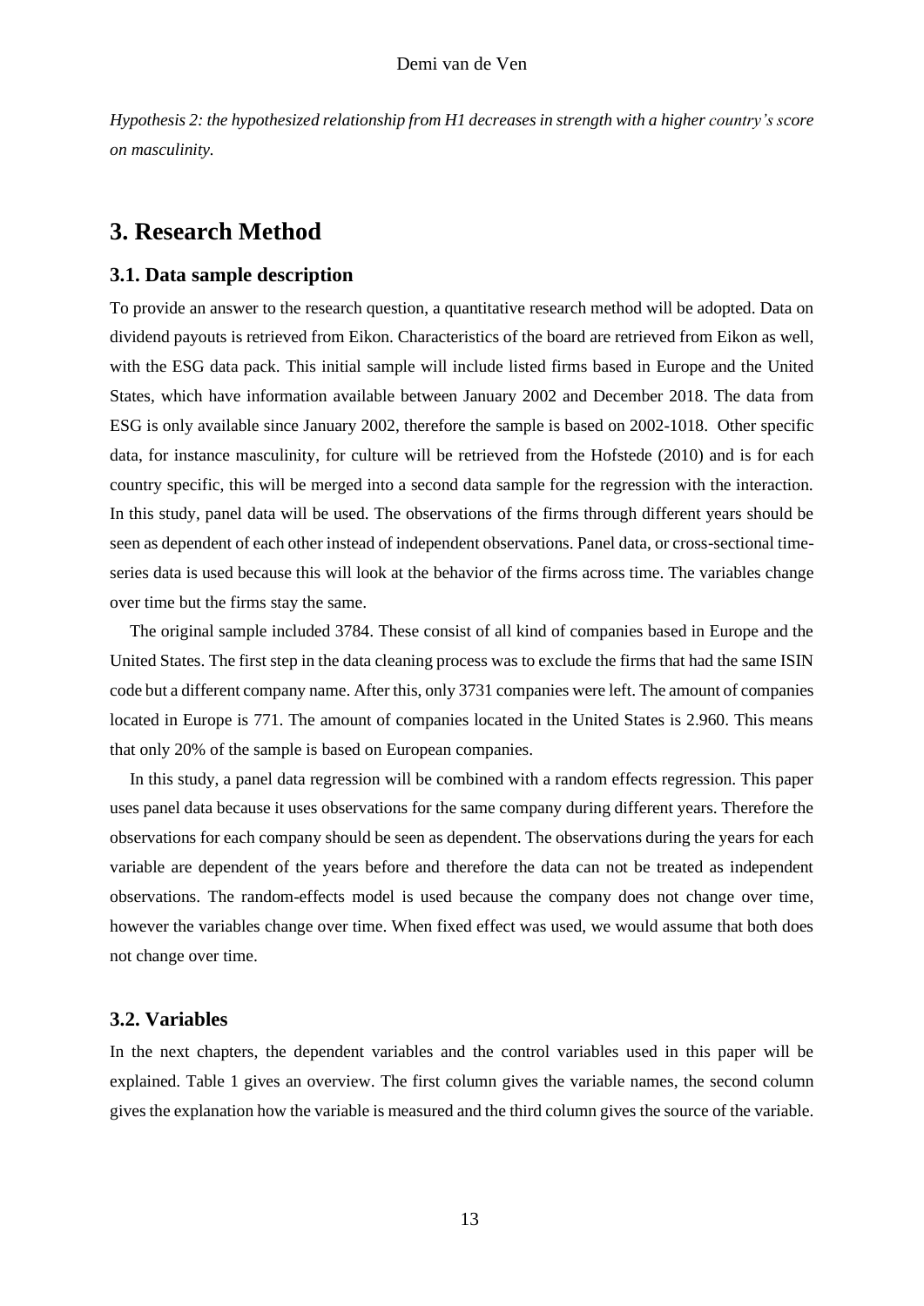*Hypothesis 2: the hypothesized relationship from H1 decreases in strength with a higher country's score on masculinity.*

# 3. Research Method

## 3.1. Data sample description

To provide an answer to the research question, a quantitative research method will be adopted. Data on dividend payouts is retrieved from Eikon. Characteristics of the board are retrieved from Eikon as well, with the ESG data pack. This initial sample will include listed firms based in Europe and the United States, which have information available between January 2002 and December 2018. The data from ESG is only available since January 2002, therefore the sample is based on 2002-1018. Other specific data, for instance masculinity, for culture will be retrieved from the Hofstede (2010) and is for each country specific, this will be merged into a second data sample for the regression with the interaction. In this study, panel data will be used. The observations of the firms through different years should be seen as dependent of each other instead of independent observations. Panel data, or cross-sectional time-series data is used because this will look at the behavior of the firms across time. The variables change over time but the firms stay the same.

The original sample included 3784. These consist of all kind of companies based in Europe and the United States. The first step in the data cleaning process was to exclude the firms that had the same ISIN code but a different company name. After this, only 3731 companies were left. The amount of companies located in Europe is 771. The amount of companies located in the United States is 2.960. This means that only 20% of the sample is based on European companies.

In this study, a panel data regression will be combined with a random effects regression. This paper uses panel data because it uses observations for the same company during different years. Therefore the observations for each company should be seen as dependent. The observations during the years for each variable are dependent of the years before and therefore the data can not be treated as independent observations. The random-effects model is used because the company does not change over time, however the variables change over time. When fixed effect was used, we would assume that both does not change over time.

## 3.2. Variables

In the next chapters, the dependent variables and the control variables used in this paper will be explained. Table 1 gives an overview. The first column gives the variable names, the second column gives the explanation how the variable is measured and the third column gives the source of the variable.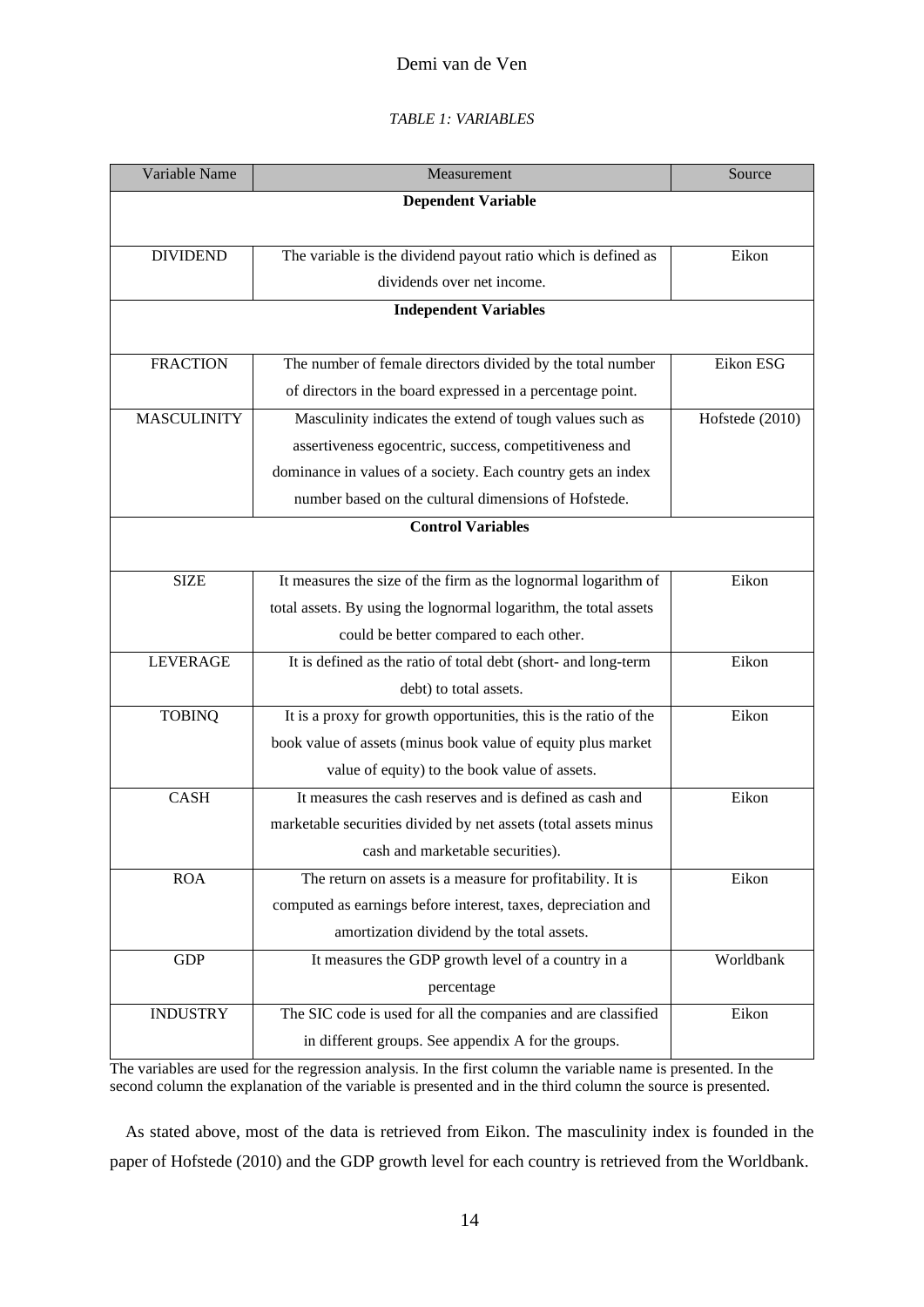*TABLE 1: VARIABLES*

| Variable Name | Measurement | Source |
|---|---|---|
| **Dependent Variable** | | |
| DIVIDEND | The variable is the dividend payout ratio which is defined as dividends over net income. | Eikon |
| **Independent Variables** | | |
| FRACTION | The number of female directors divided by the total number of directors in the board expressed in a percentage point. | Eikon ESG |
| MASCULINITY | Masculinity indicates the extend of tough values such as assertiveness egocentric, success, competitiveness and dominance in values of a society. Each country gets an index number based on the cultural dimensions of Hofstede. | Hofstede (2010) |
| **Control Variables** | | |
| SIZE | It measures the size of the firm as the lognormal logarithm of total assets. By using the lognormal logarithm, the total assets could be better compared to each other. | Eikon |
| LEVERAGE | It is defined as the ratio of total debt (short- and long-term debt) to total assets. | Eikon |
| TOBINQ | It is a proxy for growth opportunities, this is the ratio of the book value of assets (minus book value of equity plus market value of equity) to the book value of assets. | Eikon |
| CASH | It measures the cash reserves and is defined as cash and marketable securities divided by net assets (total assets minus cash and marketable securities). | Eikon |
| ROA | The return on assets is a measure for profitability. It is computed as earnings before interest, taxes, depreciation and amortization dividend by the total assets. | Eikon |
| GDP | It measures the GDP growth level of a country in a percentage | Worldbank |
| INDUSTRY | The SIC code is used for all the companies and are classified in different groups. See appendix A for the groups. | Eikon |

The variables are used for the regression analysis. In the first column the variable name is presented. In the second column the explanation of the variable is presented and in the third column the source is presented.

As stated above, most of the data is retrieved from Eikon. The masculinity index is founded in the paper of Hofstede (2010) and the GDP growth level for each country is retrieved from the Worldbank.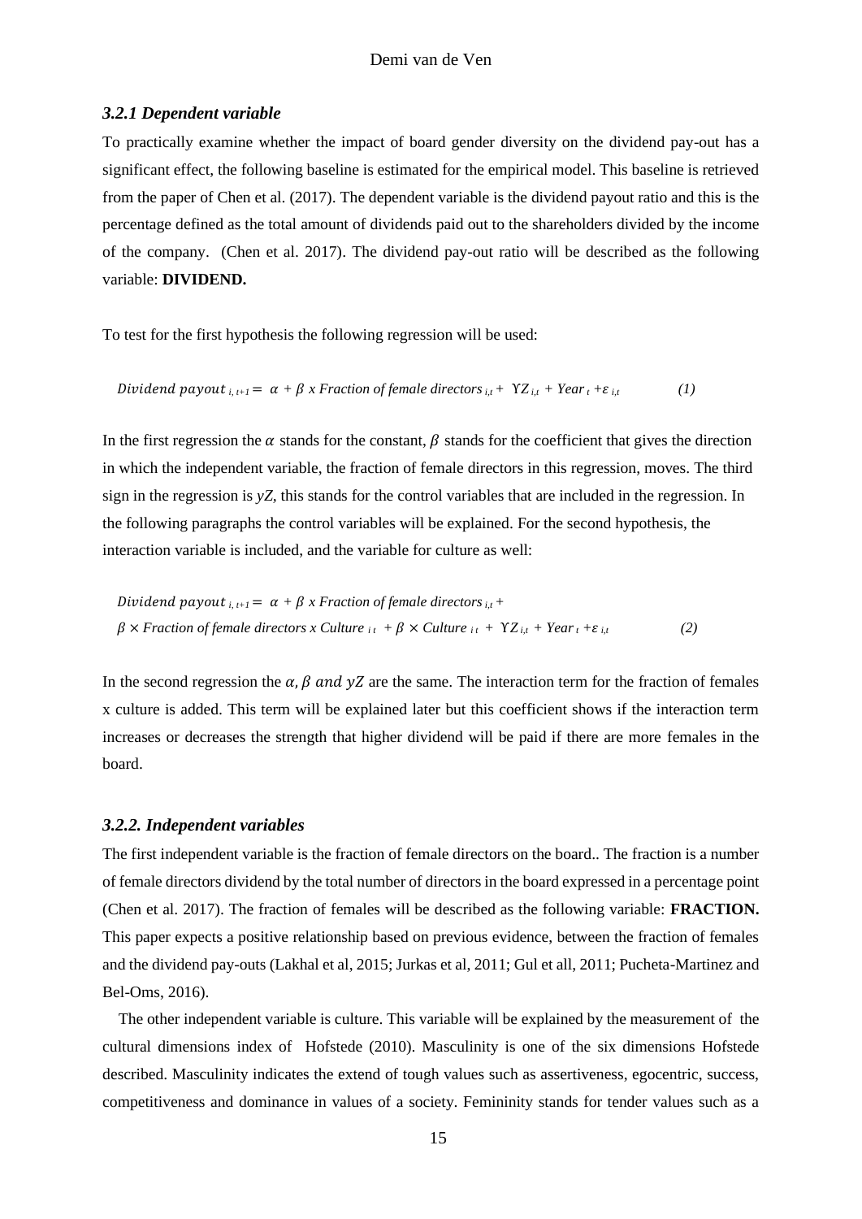### *3.2.1 Dependent variable*

To practically examine whether the impact of board gender diversity on the dividend pay-out has a significant effect, the following baseline is estimated for the empirical model. This baseline is retrieved from the paper of Chen et al. (2017). The dependent variable is the dividend payout ratio and this is the percentage defined as the total amount of dividends paid out to the shareholders divided by the income of the company. (Chen et al. 2017). The dividend pay-out ratio will be described as the following variable: **DIVIDEND.**

To test for the first hypothesis the following regression will be used:

$$Dividend\ payout_{i,t+1} = \alpha + \beta \ x\ Fraction\ of\ female\ directors_{i,t} + \Upsilon Z_{i,t} + Year_t + \varepsilon_{i,t} \qquad (1)$$

In the first regression the $\alpha$ stands for the constant, $\beta$ stands for the coefficient that gives the direction in which the independent variable, the fraction of female directors in this regression, moves. The third sign in the regression is *yZ*, this stands for the control variables that are included in the regression. In the following paragraphs the control variables will be explained. For the second hypothesis, the interaction variable is included, and the variable for culture as well:

$$Dividend\ payout_{i,t+1} = \alpha + \beta \ x\ Fraction\ of\ female\ directors_{i,t} + \beta \times Fraction\ of\ female\ directors\ x\ Culture_{it} + \beta \times Culture_{it} + \Upsilon Z_{i,t} + Year_t + \varepsilon_{i,t} \qquad (2)$$

In the second regression the $\alpha, \beta$ *and* $yZ$ are the same. The interaction term for the fraction of females x culture is added. This term will be explained later but this coefficient shows if the interaction term increases or decreases the strength that higher dividend will be paid if there are more females in the board.

### *3.2.2. Independent variables*

The first independent variable is the fraction of female directors on the board.. The fraction is a number of female directors dividend by the total number of directors in the board expressed in a percentage point (Chen et al. 2017). The fraction of females will be described as the following variable: **FRACTION.** This paper expects a positive relationship based on previous evidence, between the fraction of females and the dividend pay-outs (Lakhal et al, 2015; Jurkas et al, 2011; Gul et all, 2011; Pucheta-Martinez and Bel-Oms, 2016).

The other independent variable is culture. This variable will be explained by the measurement of the cultural dimensions index of Hofstede (2010). Masculinity is one of the six dimensions Hofstede described. Masculinity indicates the extend of tough values such as assertiveness, egocentric, success, competitiveness and dominance in values of a society. Femininity stands for tender values such as a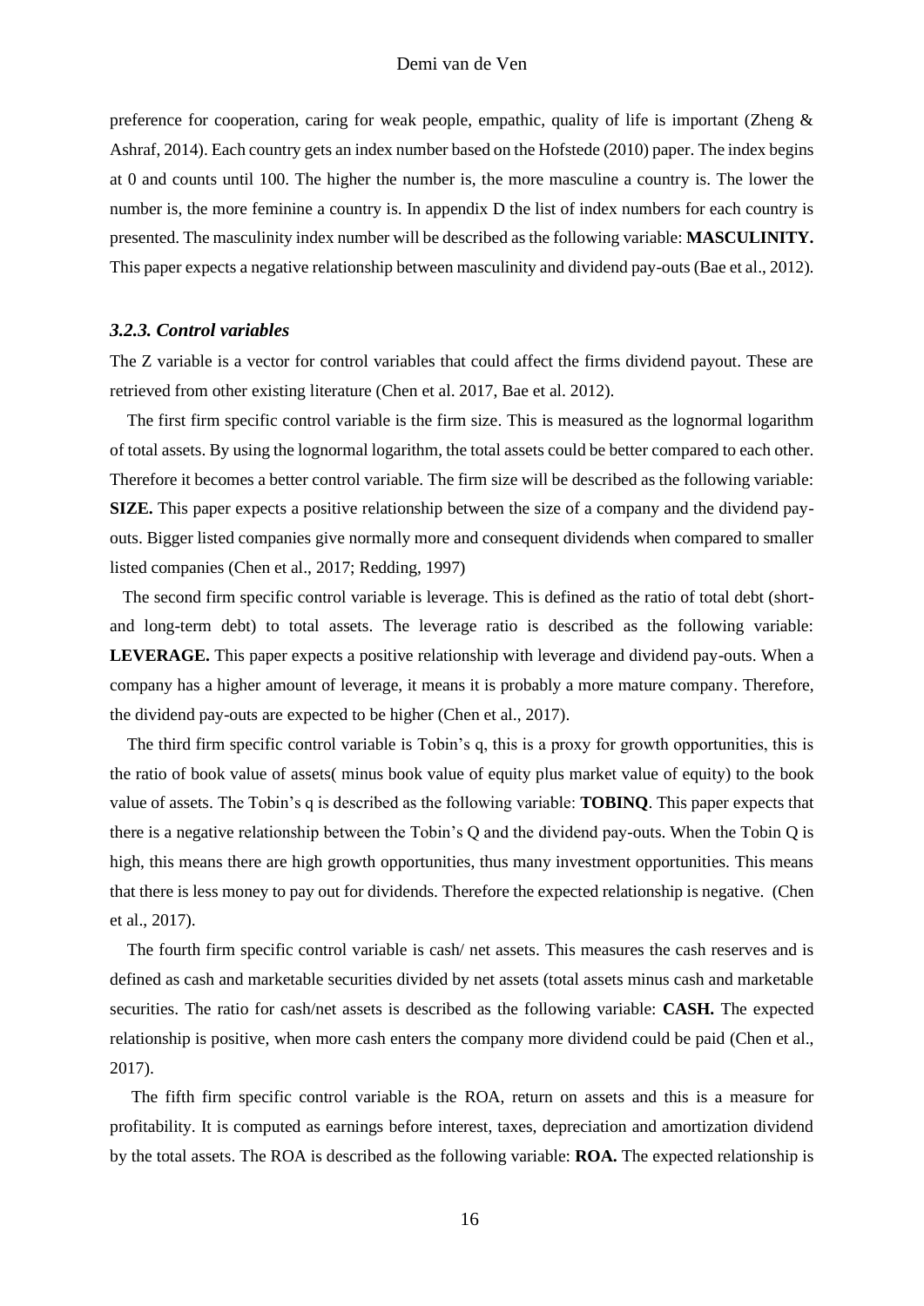preference for cooperation, caring for weak people, empathic, quality of life is important (Zheng & Ashraf, 2014). Each country gets an index number based on the Hofstede (2010) paper. The index begins at 0 and counts until 100. The higher the number is, the more masculine a country is. The lower the number is, the more feminine a country is. In appendix D the list of index numbers for each country is presented. The masculinity index number will be described as the following variable: **MASCULINITY.** This paper expects a negative relationship between masculinity and dividend pay-outs (Bae et al., 2012).

### *3.2.3. Control variables*

The Z variable is a vector for control variables that could affect the firms dividend payout. These are retrieved from other existing literature (Chen et al. 2017, Bae et al. 2012).

The first firm specific control variable is the firm size. This is measured as the lognormal logarithm of total assets. By using the lognormal logarithm, the total assets could be better compared to each other. Therefore it becomes a better control variable. The firm size will be described as the following variable: **SIZE.** This paper expects a positive relationship between the size of a company and the dividend pay-outs. Bigger listed companies give normally more and consequent dividends when compared to smaller listed companies (Chen et al., 2017; Redding, 1997)

The second firm specific control variable is leverage. This is defined as the ratio of total debt (short- and long-term debt) to total assets. The leverage ratio is described as the following variable: **LEVERAGE.** This paper expects a positive relationship with leverage and dividend pay-outs. When a company has a higher amount of leverage, it means it is probably a more mature company. Therefore, the dividend pay-outs are expected to be higher (Chen et al., 2017).

The third firm specific control variable is Tobin's q, this is a proxy for growth opportunities, this is the ratio of book value of assets( minus book value of equity plus market value of equity) to the book value of assets. The Tobin's q is described as the following variable: **TOBINQ**. This paper expects that there is a negative relationship between the Tobin's Q and the dividend pay-outs. When the Tobin Q is high, this means there are high growth opportunities, thus many investment opportunities. This means that there is less money to pay out for dividends. Therefore the expected relationship is negative. (Chen et al., 2017).

The fourth firm specific control variable is cash/ net assets. This measures the cash reserves and is defined as cash and marketable securities divided by net assets (total assets minus cash and marketable securities. The ratio for cash/net assets is described as the following variable: **CASH.** The expected relationship is positive, when more cash enters the company more dividend could be paid (Chen et al., 2017).

The fifth firm specific control variable is the ROA, return on assets and this is a measure for profitability. It is computed as earnings before interest, taxes, depreciation and amortization dividend by the total assets. The ROA is described as the following variable: **ROA.** The expected relationship is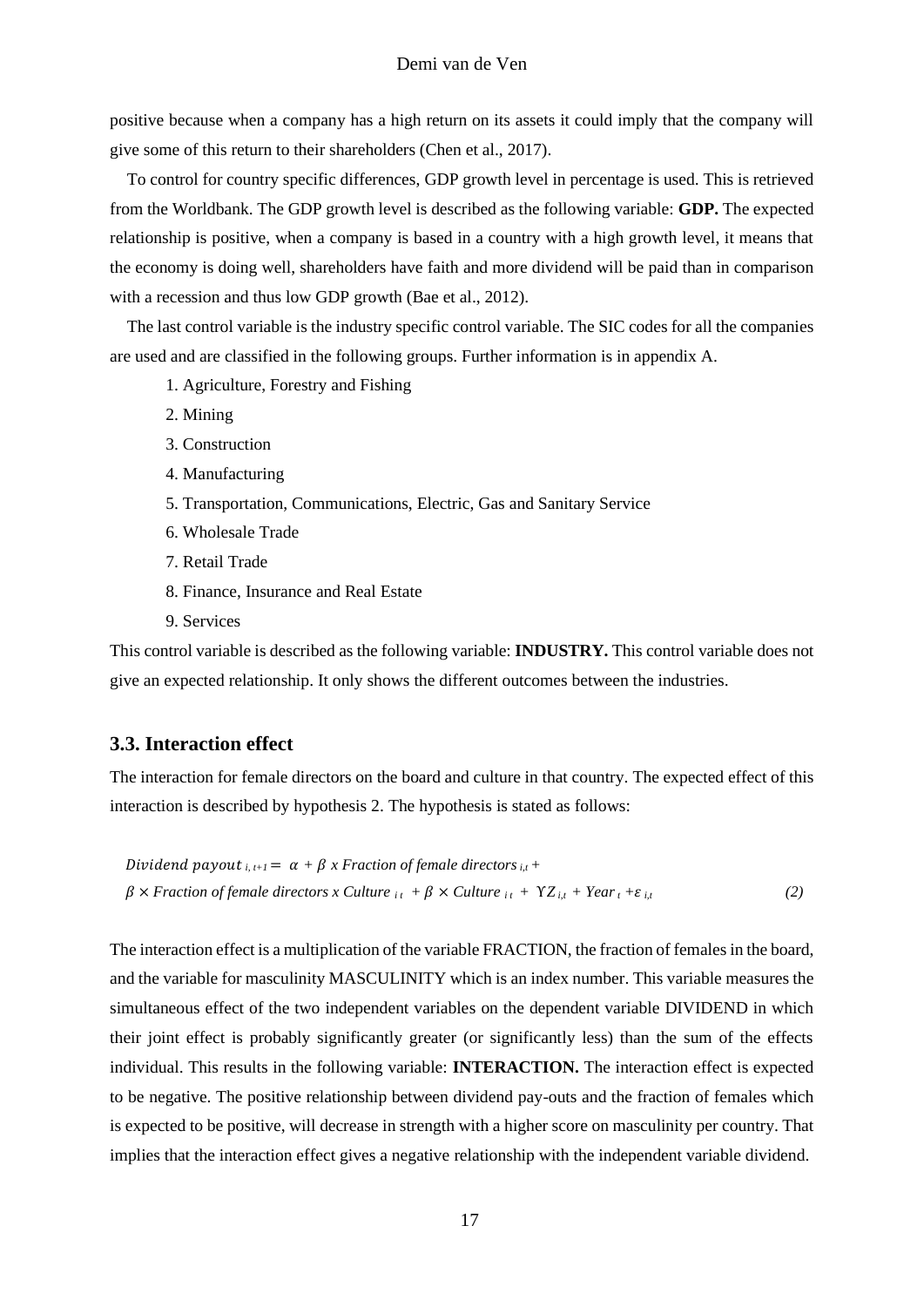positive because when a company has a high return on its assets it could imply that the company will give some of this return to their shareholders (Chen et al., 2017).

To control for country specific differences, GDP growth level in percentage is used. This is retrieved from the Worldbank. The GDP growth level is described as the following variable: **GDP.** The expected relationship is positive, when a company is based in a country with a high growth level, it means that the economy is doing well, shareholders have faith and more dividend will be paid than in comparison with a recession and thus low GDP growth (Bae et al., 2012).

The last control variable is the industry specific control variable. The SIC codes for all the companies are used and are classified in the following groups. Further information is in appendix A.

1. Agriculture, Forestry and Fishing
2. Mining
3. Construction
4. Manufacturing
5. Transportation, Communications, Electric, Gas and Sanitary Service
6. Wholesale Trade
7. Retail Trade
8. Finance, Insurance and Real Estate
9. Services

This control variable is described as the following variable: **INDUSTRY.** This control variable does not give an expected relationship. It only shows the different outcomes between the industries.

## 3.3. Interaction effect

The interaction for female directors on the board and culture in that country. The expected effect of this interaction is described by hypothesis 2. The hypothesis is stated as follows:

$$Dividend\ payout_{i,t+1} = \alpha + \beta \times Fraction\ of\ female\ directors_{i,t} + \beta \times Fraction\ of\ female\ directors \times Culture_{i\,t} + \beta \times Culture_{i\,t} + \Upsilon Z_{i,t} + Year_{t} + \varepsilon_{i,t} \quad (2)$$

The interaction effect is a multiplication of the variable FRACTION, the fraction of females in the board, and the variable for masculinity MASCULINITY which is an index number. This variable measures the simultaneous effect of the two independent variables on the dependent variable DIVIDEND in which their joint effect is probably significantly greater (or significantly less) than the sum of the effects individual. This results in the following variable: **INTERACTION.** The interaction effect is expected to be negative. The positive relationship between dividend pay-outs and the fraction of females which is expected to be positive, will decrease in strength with a higher score on masculinity per country. That implies that the interaction effect gives a negative relationship with the independent variable dividend.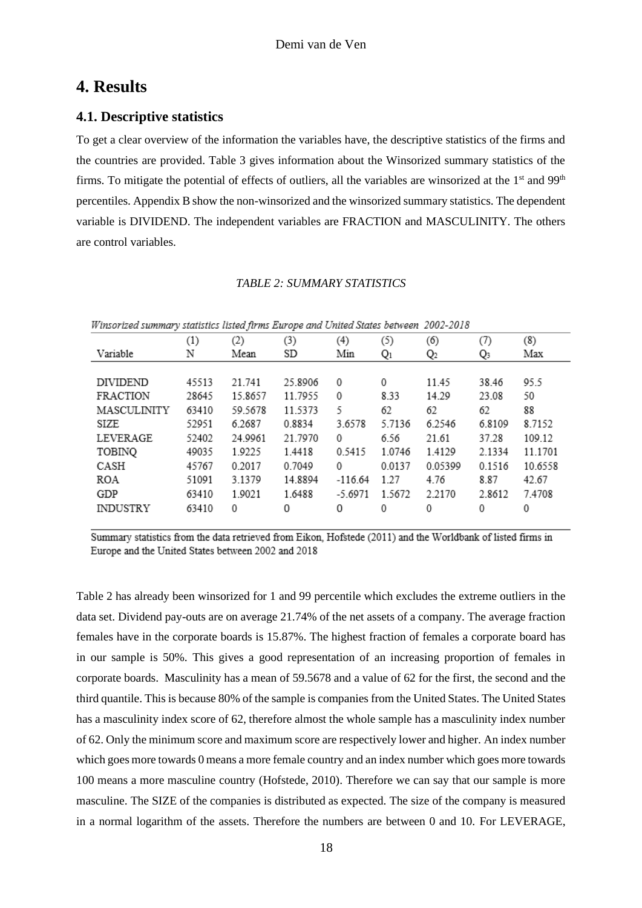# 4. Results

## 4.1. Descriptive statistics

To get a clear overview of the information the variables have, the descriptive statistics of the firms and the countries are provided. Table 3 gives information about the Winsorized summary statistics of the firms. To mitigate the potential of effects of outliers, all the variables are winsorized at the 1[st] and 99[th] percentiles. Appendix B show the non-winsorized and the winsorized summary statistics. The dependent variable is DIVIDEND. The independent variables are FRACTION and MASCULINITY. The others are control variables.

*TABLE 2: SUMMARY STATISTICS*

*Winsorized summary statistics listed firms Europe and United States between 2002-2018*

| Variable | (1) N | (2) Mean | (3) SD | (4) Min | (5) $Q_1$ | (6) $Q_2$ | (7) $Q_3$ | (8) Max |
|---|---|---|---|---|---|---|---|---|
| DIVIDEND | 45513 | 21.741 | 25.8906 | 0 | 0 | 11.45 | 38.46 | 95.5 |
| FRACTION | 28645 | 15.8657 | 11.7955 | 0 | 8.33 | 14.29 | 23.08 | 50 |
| MASCULINITY | 63410 | 59.5678 | 11.5373 | 5 | 62 | 62 | 62 | 88 |
| SIZE | 52951 | 6.2687 | 0.8834 | 3.6578 | 5.7136 | 6.2546 | 6.8109 | 8.7152 |
| LEVERAGE | 52402 | 24.9961 | 21.7970 | 0 | 6.56 | 21.61 | 37.28 | 109.12 |
| TOBINQ | 49035 | 1.9225 | 1.4418 | 0.5415 | 1.0746 | 1.4129 | 2.1334 | 11.1701 |
| CASH | 45767 | 0.2017 | 0.7049 | 0 | 0.0137 | 0.05399 | 0.1516 | 10.6558 |
| ROA | 51091 | 3.1379 | 14.8894 | -116.64 | 1.27 | 4.76 | 8.87 | 42.67 |
| GDP | 63410 | 1.9021 | 1.6488 | -5.6971 | 1.5672 | 2.2170 | 2.8612 | 7.4708 |
| INDUSTRY | 63410 | 0 | 0 | 0 | 0 | 0 | 0 | 0 |

Summary statistics from the data retrieved from Eikon, Hofstede (2011) and the Worldbank of listed firms in Europe and the United States between 2002 and 2018

Table 2 has already been winsorized for 1 and 99 percentile which excludes the extreme outliers in the data set. Dividend pay-outs are on average 21.74% of the net assets of a company. The average fraction females have in the corporate boards is 15.87%. The highest fraction of females a corporate board has in our sample is 50%. This gives a good representation of an increasing proportion of females in corporate boards. Masculinity has a mean of 59.5678 and a value of 62 for the first, the second and the third quantile. This is because 80% of the sample is companies from the United States. The United States has a masculinity index score of 62, therefore almost the whole sample has a masculinity index number of 62. Only the minimum score and maximum score are respectively lower and higher. An index number which goes more towards 0 means a more female country and an index number which goes more towards 100 means a more masculine country (Hofstede, 2010). Therefore we can say that our sample is more masculine. The SIZE of the companies is distributed as expected. The size of the company is measured in a normal logarithm of the assets. Therefore the numbers are between 0 and 10. For LEVERAGE,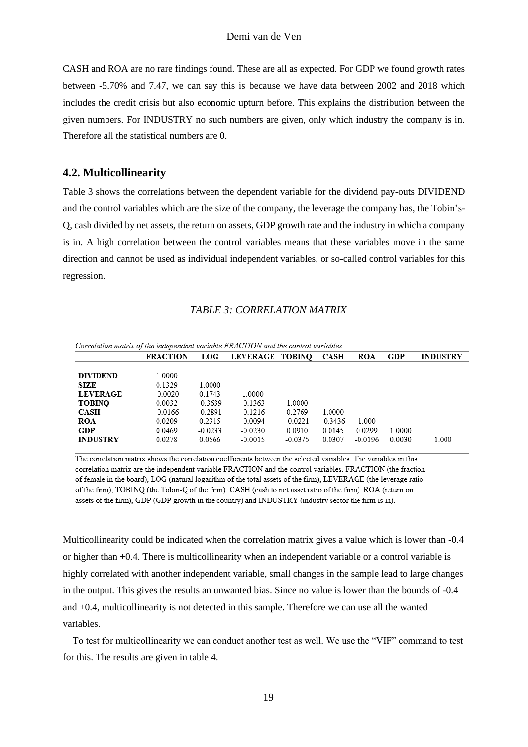CASH and ROA are no rare findings found. These are all as expected. For GDP we found growth rates between -5.70% and 7.47, we can say this is because we have data between 2002 and 2018 which includes the credit crisis but also economic upturn before. This explains the distribution between the given numbers. For INDUSTRY no such numbers are given, only which industry the company is in. Therefore all the statistical numbers are 0.

## 4.2. Multicollinearity

Table 3 shows the correlations between the dependent variable for the dividend pay-outs DIVIDEND and the control variables which are the size of the company, the leverage the company has, the Tobin's-Q, cash divided by net assets, the return on assets, GDP growth rate and the industry in which a company is in. A high correlation between the control variables means that these variables move in the same direction and cannot be used as individual independent variables, or so-called control variables for this regression.

*TABLE 3: CORRELATION MATRIX*

*Correlation matrix of the independent variable FRACTION and the control variables*

| | FRACTION | LOG | LEVERAGE | TOBINQ | CASH | ROA | GDP | INDUSTRY |
|---|---|---|---|---|---|---|---|---|
| **DIVIDEND** | 1.0000 | | | | | | | |
| **SIZE** | 0.1329 | 1.0000 | | | | | | |
| **LEVERAGE** | -0.0020 | 0.1743 | 1.0000 | | | | | |
| **TOBINQ** | 0.0032 | -0.3639 | -0.1363 | 1.0000 | | | | |
| **CASH** | -0.0166 | -0.2891 | -0.1216 | 0.2769 | 1.0000 | | | |
| **ROA** | 0.0209 | 0.2315 | -0.0094 | -0.0221 | -0.3436 | 1.000 | | |
| **GDP** | 0.0469 | -0.0233 | -0.0230 | 0.0910 | 0.0145 | 0.0299 | 1.0000 | |
| **INDUSTRY** | 0.0278 | 0.0566 | -0.0015 | -0.0375 | 0.0307 | -0.0196 | 0.0030 | 1.000 |

The correlation matrix shows the correlation coefficients between the selected variables. The variables in this correlation matrix are the independent variable FRACTION and the control variables. FRACTION (the fraction of female in the board), LOG (natural logarithm of the total assets of the firm), LEVERAGE (the leverage ratio of the firm), TOBINQ (the Tobin-Q of the firm), CASH (cash to net asset ratio of the firm), ROA (return on assets of the firm), GDP (GDP growth in the country) and INDUSTRY (industry sector the firm is in).

Multicollinearity could be indicated when the correlation matrix gives a value which is lower than -0.4 or higher than +0.4. There is multicollinearity when an independent variable or a control variable is highly correlated with another independent variable, small changes in the sample lead to large changes in the output. This gives the results an unwanted bias. Since no value is lower than the bounds of -0.4 and +0.4, multicollinearity is not detected in this sample. Therefore we can use all the wanted variables.

To test for multicollinearity we can conduct another test as well. We use the "VIF" command to test for this. The results are given in table 4.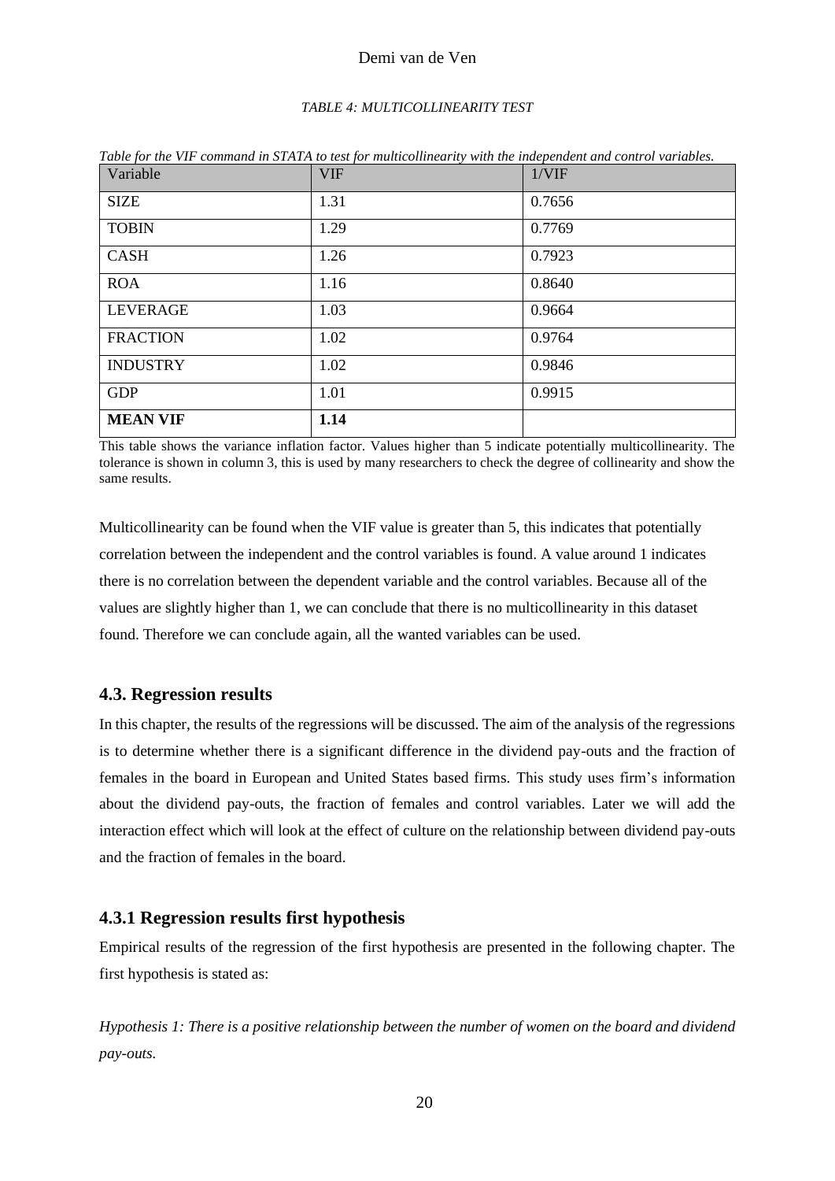*TABLE 4: MULTICOLLINEARITY TEST*

*Table for the VIF command in STATA to test for multicollinearity with the independent and control variables.*

| Variable | VIF | 1/VIF |
|---|---|---|
| SIZE | 1.31 | 0.7656 |
| TOBIN | 1.29 | 0.7769 |
| CASH | 1.26 | 0.7923 |
| ROA | 1.16 | 0.8640 |
| LEVERAGE | 1.03 | 0.9664 |
| FRACTION | 1.02 | 0.9764 |
| INDUSTRY | 1.02 | 0.9846 |
| GDP | 1.01 | 0.9915 |
| **MEAN VIF** | **1.14** | |

This table shows the variance inflation factor. Values higher than 5 indicate potentially multicollinearity. The tolerance is shown in column 3, this is used by many researchers to check the degree of collinearity and show the same results.

Multicollinearity can be found when the VIF value is greater than 5, this indicates that potentially correlation between the independent and the control variables is found. A value around 1 indicates there is no correlation between the dependent variable and the control variables. Because all of the values are slightly higher than 1, we can conclude that there is no multicollinearity in this dataset found. Therefore we can conclude again, all the wanted variables can be used.

### 4.3. Regression results

In this chapter, the results of the regressions will be discussed. The aim of the analysis of the regressions is to determine whether there is a significant difference in the dividend pay-outs and the fraction of females in the board in European and United States based firms. This study uses firm's information about the dividend pay-outs, the fraction of females and control variables. Later we will add the interaction effect which will look at the effect of culture on the relationship between dividend pay-outs and the fraction of females in the board.

### 4.3.1 Regression results first hypothesis

Empirical results of the regression of the first hypothesis are presented in the following chapter. The first hypothesis is stated as:

*Hypothesis 1: There is a positive relationship between the number of women on the board and dividend pay-outs.*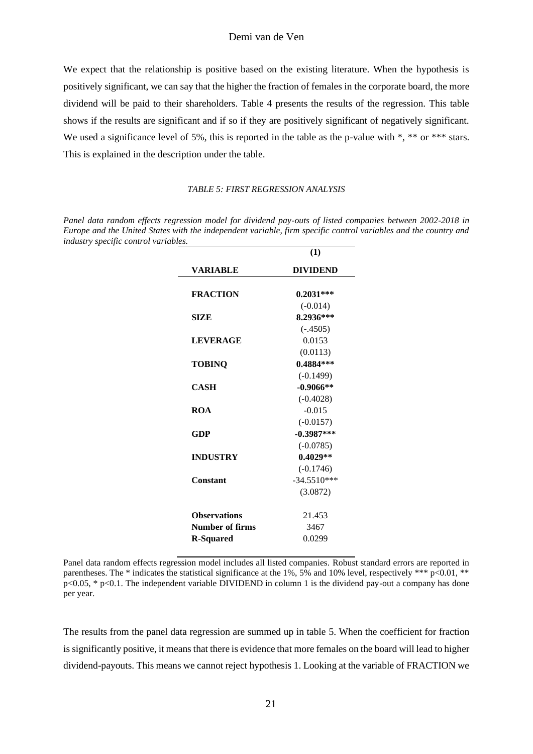We expect that the relationship is positive based on the existing literature. When the hypothesis is positively significant, we can say that the higher the fraction of females in the corporate board, the more dividend will be paid to their shareholders. Table 4 presents the results of the regression. This table shows if the results are significant and if so if they are positively significant of negatively significant. We used a significance level of 5%, this is reported in the table as the p-value with *, ** or *** stars. This is explained in the description under the table.

*TABLE 5: FIRST REGRESSION ANALYSIS*

*Panel data random effects regression model for dividend pay-outs of listed companies between 2002-2018 in Europe and the United States with the independent variable, firm specific control variables and the country and industry specific control variables.*

| | (1) |
|---|---|
| **VARIABLE** | **DIVIDEND** |
| **FRACTION** | **0.2031*** ** |
| | (-0.014) |
| **SIZE** | **8.2936*** ** |
| | (-.4505) |
| **LEVERAGE** | 0.0153 |
| | (0.0113) |
| **TOBINQ** | **0.4884*** ** |
| | (-0.1499) |
| **CASH** | **-0.9066** ** |
| | (-0.4028) |
| **ROA** | -0.015 |
| | (-0.0157) |
| **GDP** | **-0.3987*** ** |
| | (-0.0785) |
| **INDUSTRY** | **0.4029** ** |
| | (-0.1746) |
| **Constant** | -34.5510*** |
| | (3.0872) |
| **Observations** | 21.453 |
| **Number of firms** | 3467 |
| **R-Squared** | 0.0299 |

Panel data random effects regression model includes all listed companies. Robust standard errors are reported in parentheses. The * indicates the statistical significance at the 1%, 5% and 10% level, respectively *** $p<0.01$, ** $p<0.05$, * $p<0.1$. The independent variable DIVIDEND in column 1 is the dividend pay-out a company has done per year.

The results from the panel data regression are summed up in table 5. When the coefficient for fraction is significantly positive, it means that there is evidence that more females on the board will lead to higher dividend-payouts. This means we cannot reject hypothesis 1. Looking at the variable of FRACTION we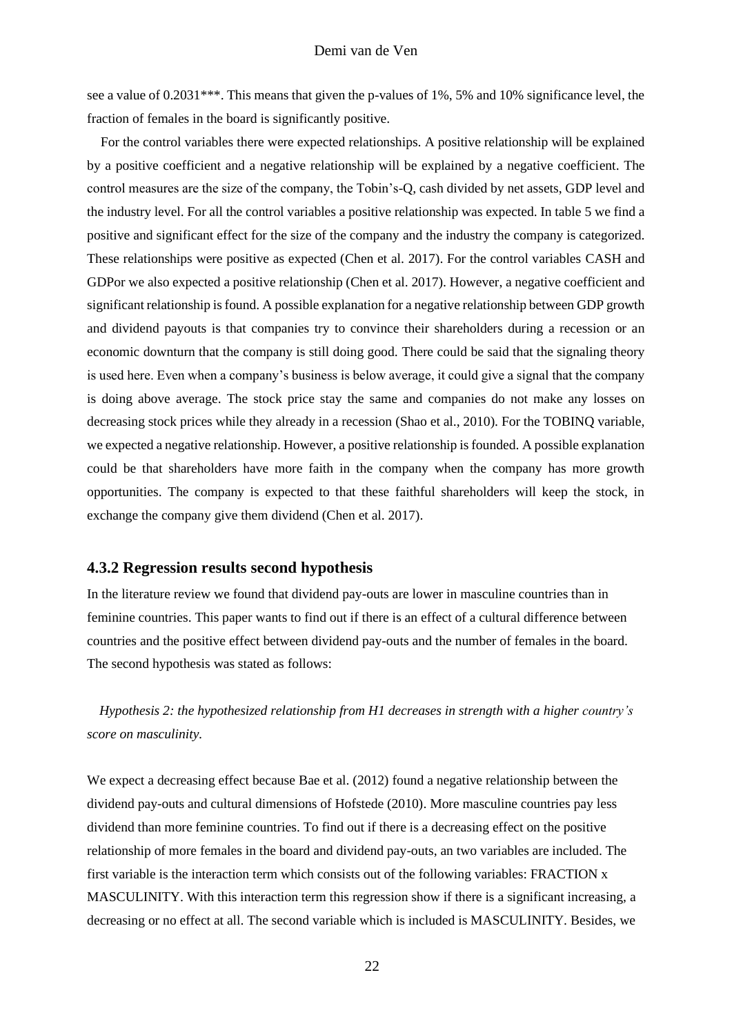see a value of 0.2031***. This means that given the p-values of 1%, 5% and 10% significance level, the fraction of females in the board is significantly positive.

For the control variables there were expected relationships. A positive relationship will be explained by a positive coefficient and a negative relationship will be explained by a negative coefficient. The control measures are the size of the company, the Tobin's-Q, cash divided by net assets, GDP level and the industry level. For all the control variables a positive relationship was expected. In table 5 we find a positive and significant effect for the size of the company and the industry the company is categorized. These relationships were positive as expected (Chen et al. 2017). For the control variables CASH and GDPor we also expected a positive relationship (Chen et al. 2017). However, a negative coefficient and significant relationship is found. A possible explanation for a negative relationship between GDP growth and dividend payouts is that companies try to convince their shareholders during a recession or an economic downturn that the company is still doing good. There could be said that the signaling theory is used here. Even when a company's business is below average, it could give a signal that the company is doing above average. The stock price stay the same and companies do not make any losses on decreasing stock prices while they already in a recession (Shao et al., 2010). For the TOBINQ variable, we expected a negative relationship. However, a positive relationship is founded. A possible explanation could be that shareholders have more faith in the company when the company has more growth opportunities. The company is expected to that these faithful shareholders will keep the stock, in exchange the company give them dividend (Chen et al. 2017).

### 4.3.2 Regression results second hypothesis

In the literature review we found that dividend pay-outs are lower in masculine countries than in feminine countries. This paper wants to find out if there is an effect of a cultural difference between countries and the positive effect between dividend pay-outs and the number of females in the board. The second hypothesis was stated as follows:

*Hypothesis 2: the hypothesized relationship from H1 decreases in strength with a higher country's score on masculinity.*

We expect a decreasing effect because Bae et al. (2012) found a negative relationship between the dividend pay-outs and cultural dimensions of Hofstede (2010). More masculine countries pay less dividend than more feminine countries. To find out if there is a decreasing effect on the positive relationship of more females in the board and dividend pay-outs, an two variables are included. The first variable is the interaction term which consists out of the following variables: FRACTION x MASCULINITY. With this interaction term this regression show if there is a significant increasing, a decreasing or no effect at all. The second variable which is included is MASCULINITY. Besides, we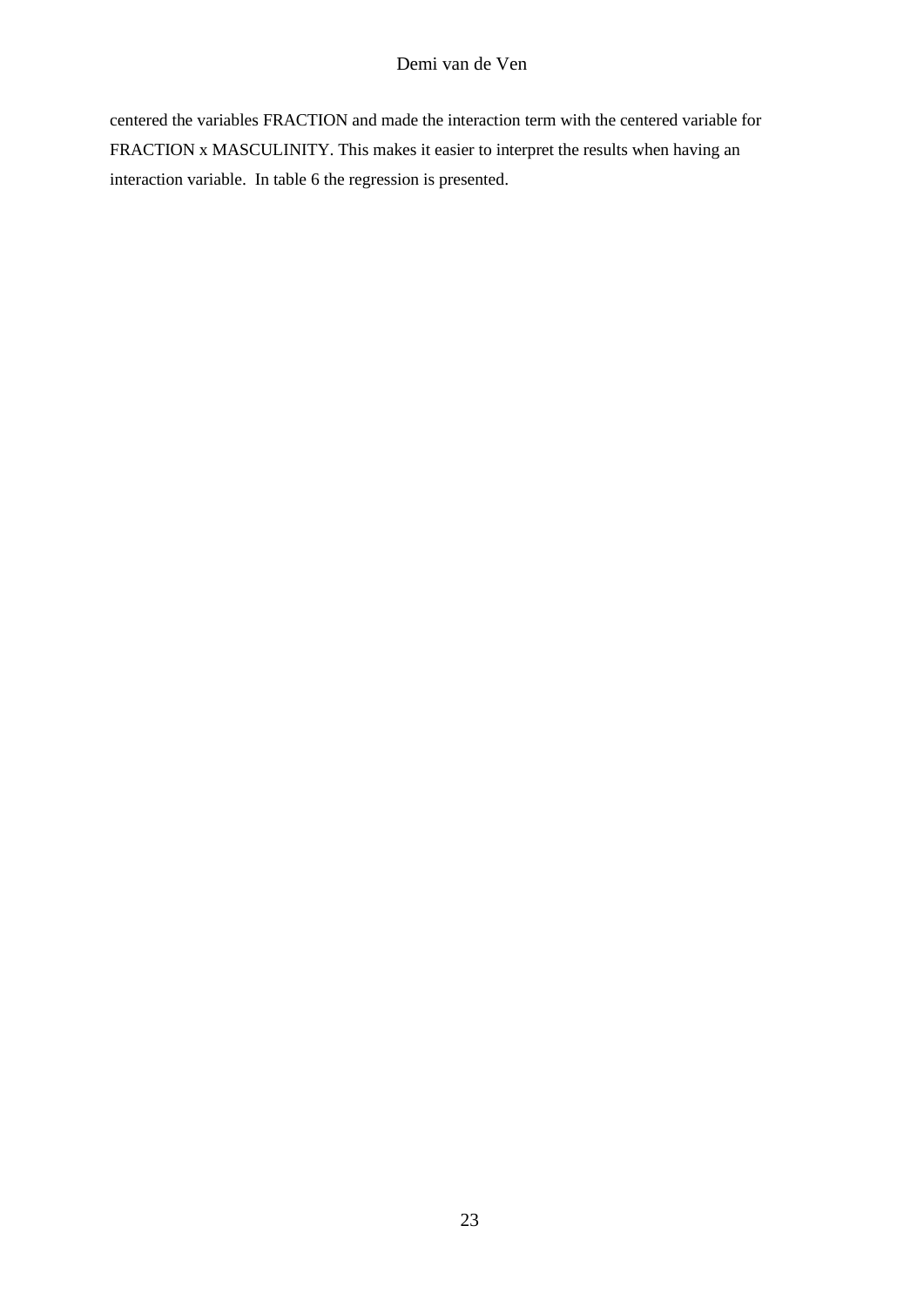centered the variables FRACTION and made the interaction term with the centered variable for FRACTION x MASCULINITY. This makes it easier to interpret the results when having an interaction variable.  In table 6 the regression is presented.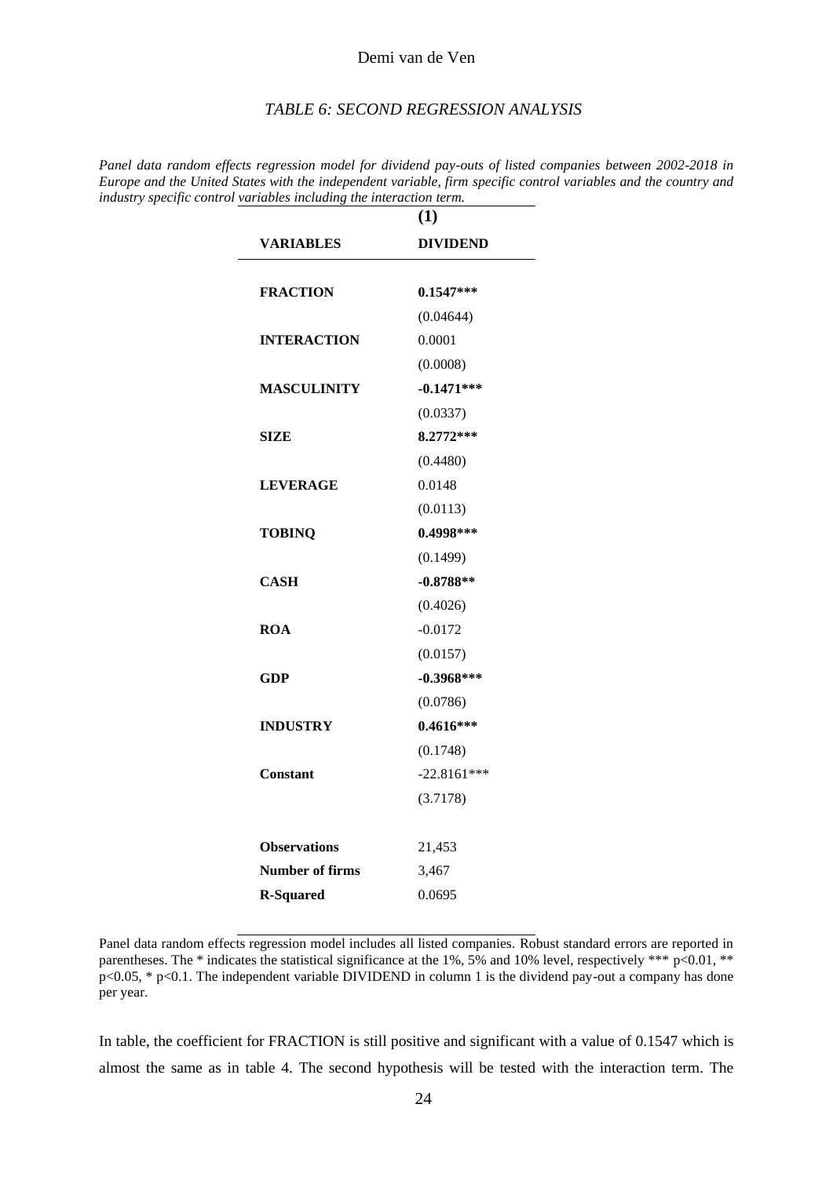*TABLE 6: SECOND REGRESSION ANALYSIS*

*Panel data random effects regression model for dividend pay-outs of listed companies between 2002-2018 in Europe and the United States with the independent variable, firm specific control variables and the country and industry specific control variables including the interaction term.*

| | (1) |
|---|---|
| **VARIABLES** | **DIVIDEND** |
| | |
| **FRACTION** | **0.1547*** ** |
| | (0.04644) |
| **INTERACTION** | 0.0001 |
| | (0.0008) |
| **MASCULINITY** | **-0.1471*** ** |
| | (0.0337) |
| **SIZE** | **8.2772*** ** |
| | (0.4480) |
| **LEVERAGE** | 0.0148 |
| | (0.0113) |
| **TOBINQ** | **0.4998*** ** |
| | (0.1499) |
| **CASH** | **-0.8788** ** |
| | (0.4026) |
| **ROA** | -0.0172 |
| | (0.0157) |
| **GDP** | **-0.3968*** ** |
| | (0.0786) |
| **INDUSTRY** | **0.4616*** ** |
| | (0.1748) |
| **Constant** | -22.8161*** |
| | (3.7178) |
| | |
| **Observations** | 21,453 |
| **Number of firms** | 3,467 |
| **R-Squared** | 0.0695 |

Panel data random effects regression model includes all listed companies. Robust standard errors are reported in parentheses. The * indicates the statistical significance at the 1%, 5% and 10% level, respectively *** p<0.01, ** p<0.05, * p<0.1. The independent variable DIVIDEND in column 1 is the dividend pay-out a company has done per year.

In table, the coefficient for FRACTION is still positive and significant with a value of 0.1547 which is almost the same as in table 4. The second hypothesis will be tested with the interaction term. The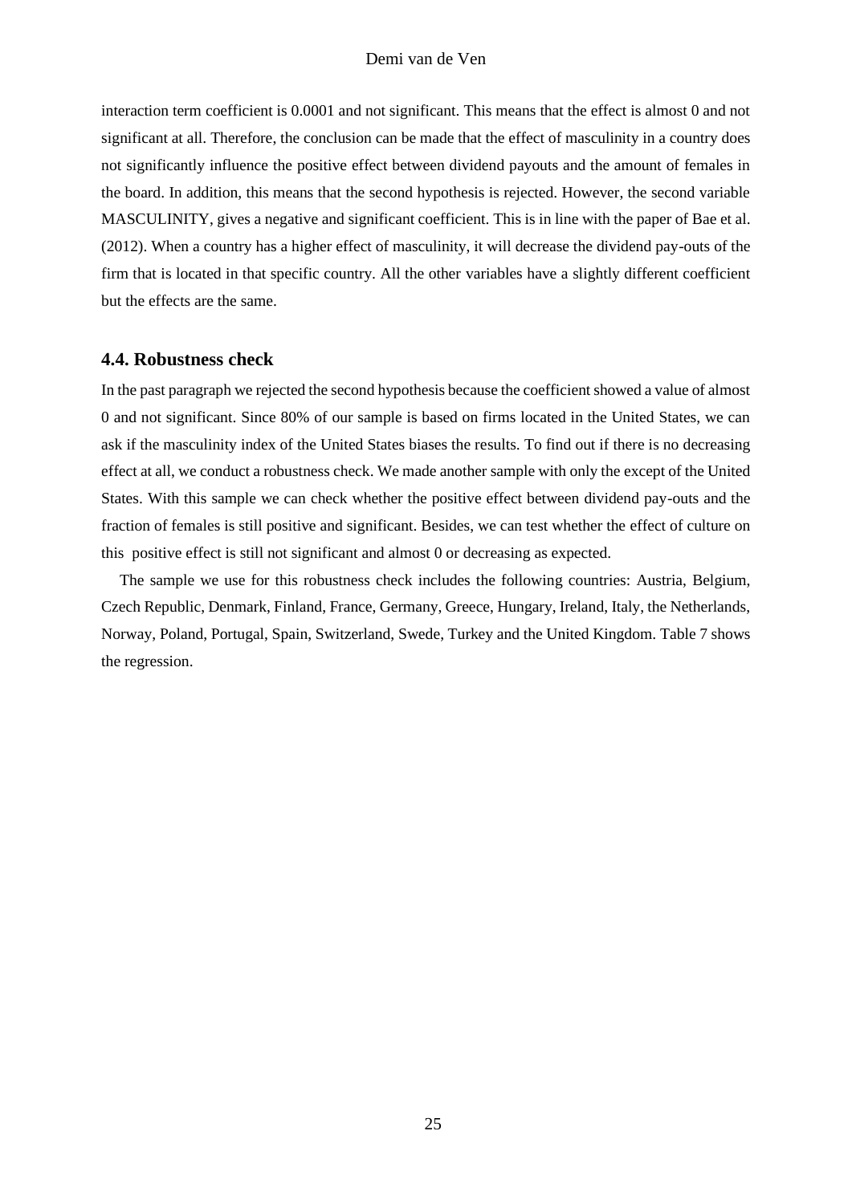interaction term coefficient is 0.0001 and not significant. This means that the effect is almost 0 and not significant at all. Therefore, the conclusion can be made that the effect of masculinity in a country does not significantly influence the positive effect between dividend payouts and the amount of females in the board. In addition, this means that the second hypothesis is rejected. However, the second variable MASCULINITY, gives a negative and significant coefficient. This is in line with the paper of Bae et al. (2012). When a country has a higher effect of masculinity, it will decrease the dividend pay-outs of the firm that is located in that specific country. All the other variables have a slightly different coefficient but the effects are the same.

### 4.4. Robustness check

In the past paragraph we rejected the second hypothesis because the coefficient showed a value of almost 0 and not significant. Since 80% of our sample is based on firms located in the United States, we can ask if the masculinity index of the United States biases the results. To find out if there is no decreasing effect at all, we conduct a robustness check. We made another sample with only the except of the United States. With this sample we can check whether the positive effect between dividend pay-outs and the fraction of females is still positive and significant. Besides, we can test whether the effect of culture on this positive effect is still not significant and almost 0 or decreasing as expected.

The sample we use for this robustness check includes the following countries: Austria, Belgium, Czech Republic, Denmark, Finland, France, Germany, Greece, Hungary, Ireland, Italy, the Netherlands, Norway, Poland, Portugal, Spain, Switzerland, Swede, Turkey and the United Kingdom. Table 7 shows the regression.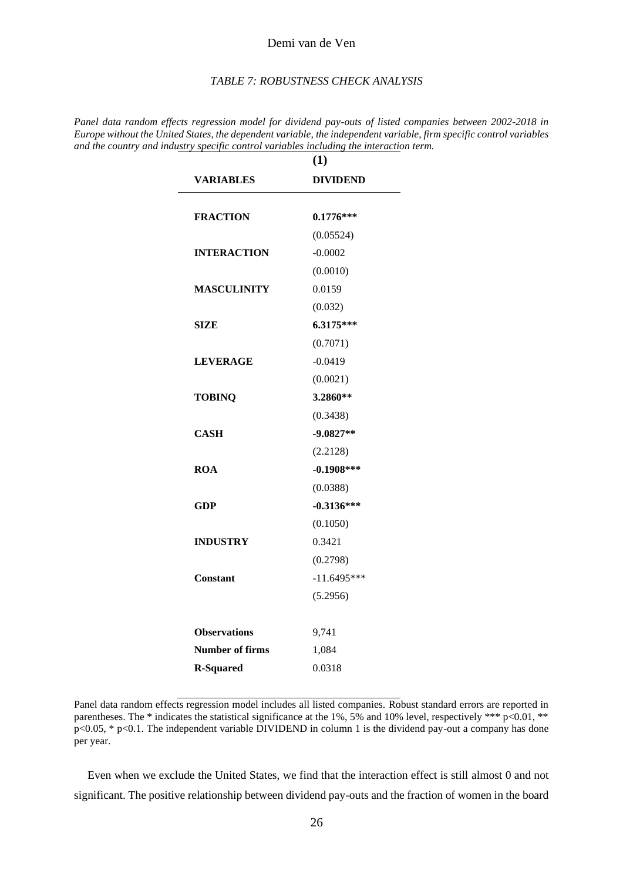*TABLE 7: ROBUSTNESS CHECK ANALYSIS*

*Panel data random effects regression model for dividend pay-outs of listed companies between 2002-2018 in Europe without the United States, the dependent variable, the independent variable, firm specific control variables and the country and industry specific control variables including the interaction term.*

| | **(1)** |
|---|---|
| **VARIABLES** | **DIVIDEND** |
| | |
| **FRACTION** | **0.1776*\*\*** |
| | (0.05524) |
| **INTERACTION** | -0.0002 |
| | (0.0010) |
| **MASCULINITY** | 0.0159 |
| | (0.032) |
| **SIZE** | **6.3175*\*\*** |
| | (0.7071) |
| **LEVERAGE** | -0.0419 |
| | (0.0021) |
| **TOBINQ** | **3.2860*\*** |
| | (0.3438) |
| **CASH** | **-9.0827*\*** |
| | (2.2128) |
| **ROA** | **-0.1908*\*\*** |
| | (0.0388) |
| **GDP** | **-0.3136*\*\*** |
| | (0.1050) |
| **INDUSTRY** | 0.3421 |
| | (0.2798) |
| **Constant** | -11.6495*** |
| | (5.2956) |
| | |
| **Observations** | 9,741 |
| **Number of firms** | 1,084 |
| **R-Squared** | 0.0318 |

Panel data random effects regression model includes all listed companies. Robust standard errors are reported in parentheses. The * indicates the statistical significance at the 1%, 5% and 10% level, respectively *** $p<0.01$, ** $p<0.05$, * $p<0.1$. The independent variable DIVIDEND in column 1 is the dividend pay-out a company has done per year.

Even when we exclude the United States, we find that the interaction effect is still almost 0 and not significant. The positive relationship between dividend pay-outs and the fraction of women in the board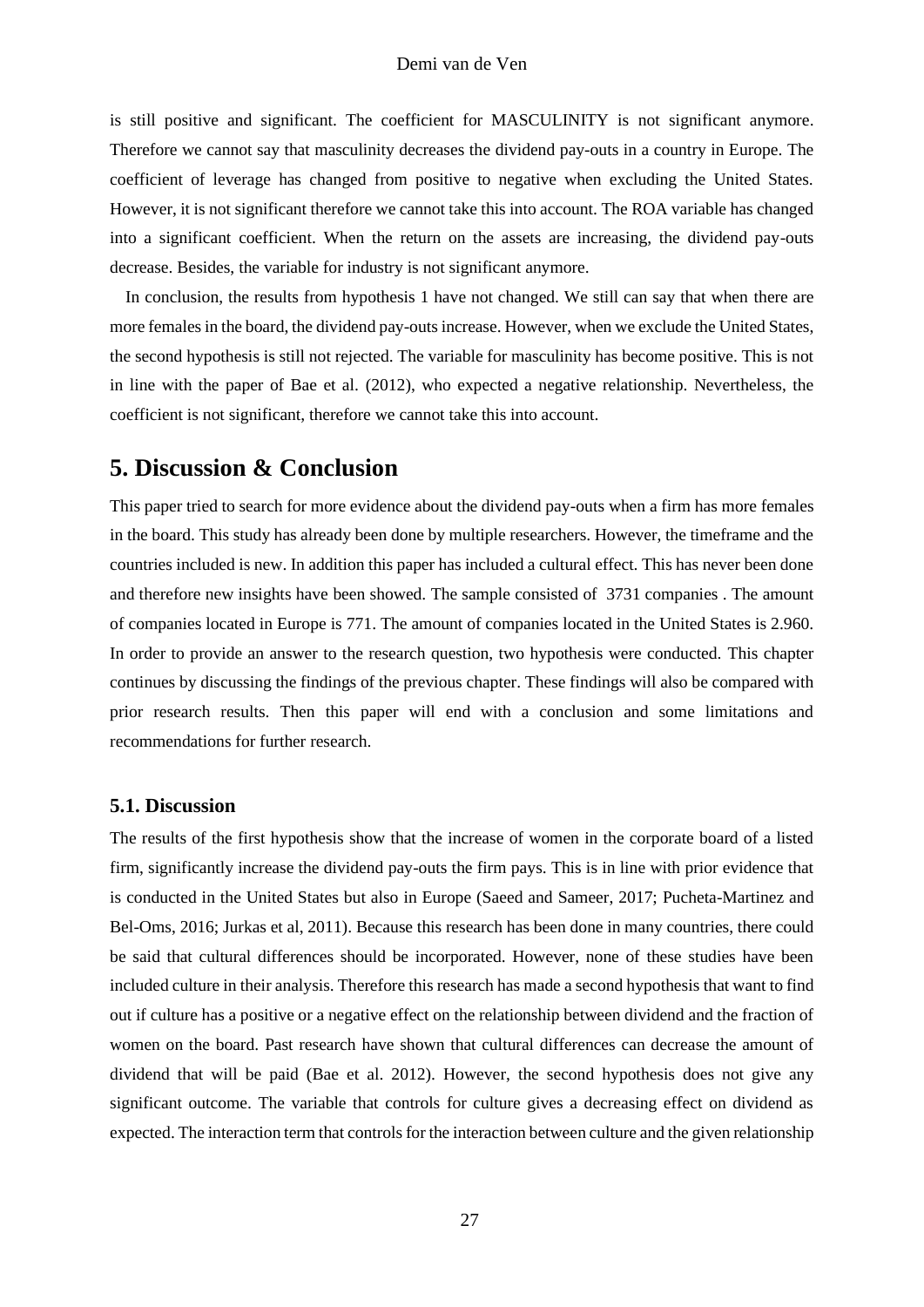is still positive and significant. The coefficient for MASCULINITY is not significant anymore. Therefore we cannot say that masculinity decreases the dividend pay-outs in a country in Europe. The coefficient of leverage has changed from positive to negative when excluding the United States. However, it is not significant therefore we cannot take this into account. The ROA variable has changed into a significant coefficient. When the return on the assets are increasing, the dividend pay-outs decrease. Besides, the variable for industry is not significant anymore.

In conclusion, the results from hypothesis 1 have not changed. We still can say that when there are more females in the board, the dividend pay-outs increase. However, when we exclude the United States, the second hypothesis is still not rejected. The variable for masculinity has become positive. This is not in line with the paper of Bae et al. (2012), who expected a negative relationship. Nevertheless, the coefficient is not significant, therefore we cannot take this into account.

# 5. Discussion & Conclusion

This paper tried to search for more evidence about the dividend pay-outs when a firm has more females in the board. This study has already been done by multiple researchers. However, the timeframe and the countries included is new. In addition this paper has included a cultural effect. This has never been done and therefore new insights have been showed. The sample consisted of 3731 companies . The amount of companies located in Europe is 771. The amount of companies located in the United States is 2.960. In order to provide an answer to the research question, two hypothesis were conducted. This chapter continues by discussing the findings of the previous chapter. These findings will also be compared with prior research results. Then this paper will end with a conclusion and some limitations and recommendations for further research.

## 5.1. Discussion

The results of the first hypothesis show that the increase of women in the corporate board of a listed firm, significantly increase the dividend pay-outs the firm pays. This is in line with prior evidence that is conducted in the United States but also in Europe (Saeed and Sameer, 2017; Pucheta-Martinez and Bel-Oms, 2016; Jurkas et al, 2011). Because this research has been done in many countries, there could be said that cultural differences should be incorporated. However, none of these studies have been included culture in their analysis. Therefore this research has made a second hypothesis that want to find out if culture has a positive or a negative effect on the relationship between dividend and the fraction of women on the board. Past research have shown that cultural differences can decrease the amount of dividend that will be paid (Bae et al. 2012). However, the second hypothesis does not give any significant outcome. The variable that controls for culture gives a decreasing effect on dividend as expected. The interaction term that controls for the interaction between culture and the given relationship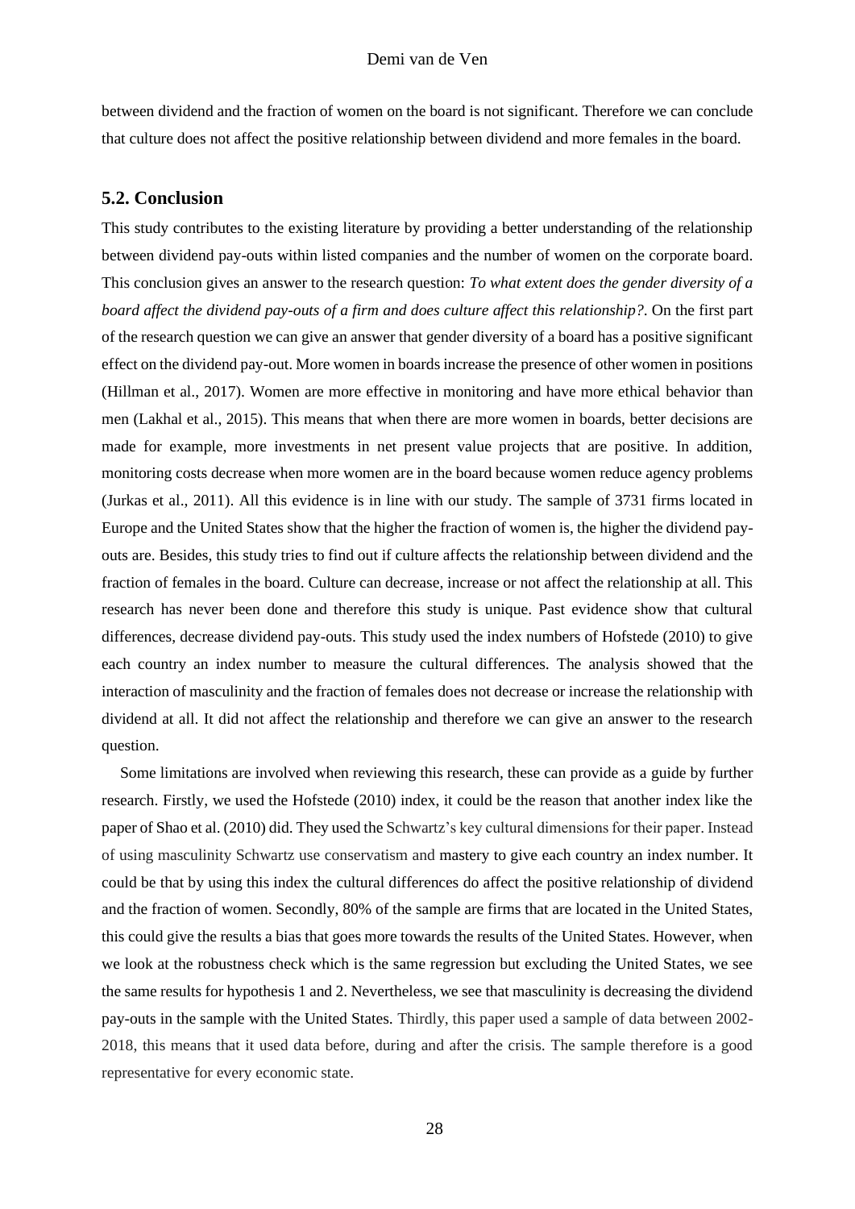between dividend and the fraction of women on the board is not significant. Therefore we can conclude that culture does not affect the positive relationship between dividend and more females in the board.

## 5.2. Conclusion

This study contributes to the existing literature by providing a better understanding of the relationship between dividend pay-outs within listed companies and the number of women on the corporate board. This conclusion gives an answer to the research question: *To what extent does the gender diversity of a board affect the dividend pay-outs of a firm and does culture affect this relationship?*. On the first part of the research question we can give an answer that gender diversity of a board has a positive significant effect on the dividend pay-out. More women in boards increase the presence of other women in positions (Hillman et al., 2017). Women are more effective in monitoring and have more ethical behavior than men (Lakhal et al., 2015). This means that when there are more women in boards, better decisions are made for example, more investments in net present value projects that are positive. In addition, monitoring costs decrease when more women are in the board because women reduce agency problems (Jurkas et al., 2011). All this evidence is in line with our study. The sample of 3731 firms located in Europe and the United States show that the higher the fraction of women is, the higher the dividend pay-outs are. Besides, this study tries to find out if culture affects the relationship between dividend and the fraction of females in the board. Culture can decrease, increase or not affect the relationship at all. This research has never been done and therefore this study is unique. Past evidence show that cultural differences, decrease dividend pay-outs. This study used the index numbers of Hofstede (2010) to give each country an index number to measure the cultural differences. The analysis showed that the interaction of masculinity and the fraction of females does not decrease or increase the relationship with dividend at all. It did not affect the relationship and therefore we can give an answer to the research question.

Some limitations are involved when reviewing this research, these can provide as a guide by further research. Firstly, we used the Hofstede (2010) index, it could be the reason that another index like the paper of Shao et al. (2010) did. They used the Schwartz's key cultural dimensions for their paper. Instead of using masculinity Schwartz use conservatism and mastery to give each country an index number. It could be that by using this index the cultural differences do affect the positive relationship of dividend and the fraction of women. Secondly, 80% of the sample are firms that are located in the United States, this could give the results a bias that goes more towards the results of the United States. However, when we look at the robustness check which is the same regression but excluding the United States, we see the same results for hypothesis 1 and 2. Nevertheless, we see that masculinity is decreasing the dividend pay-outs in the sample with the United States. Thirdly, this paper used a sample of data between 2002-2018, this means that it used data before, during and after the crisis. The sample therefore is a good representative for every economic state.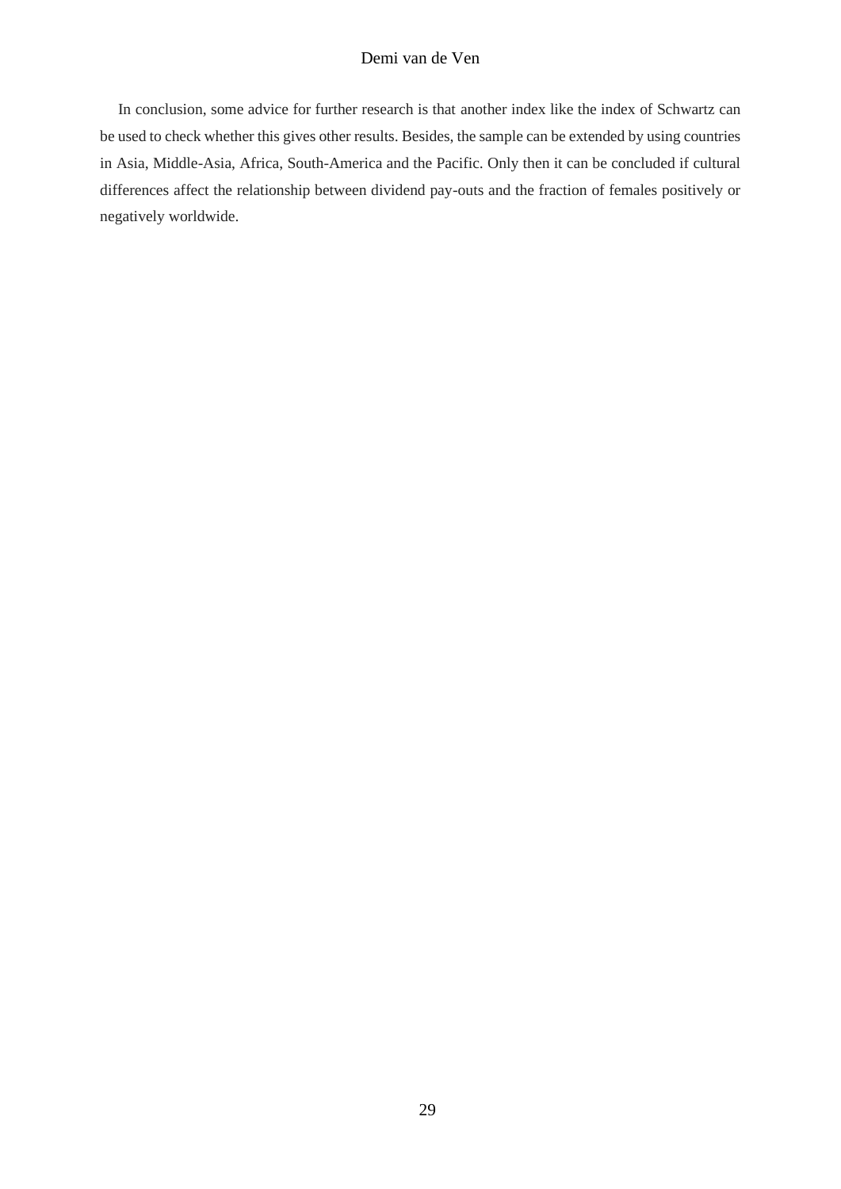In conclusion, some advice for further research is that another index like the index of Schwartz can be used to check whether this gives other results. Besides, the sample can be extended by using countries in Asia, Middle-Asia, Africa, South-America and the Pacific. Only then it can be concluded if cultural differences affect the relationship between dividend pay-outs and the fraction of females positively or negatively worldwide.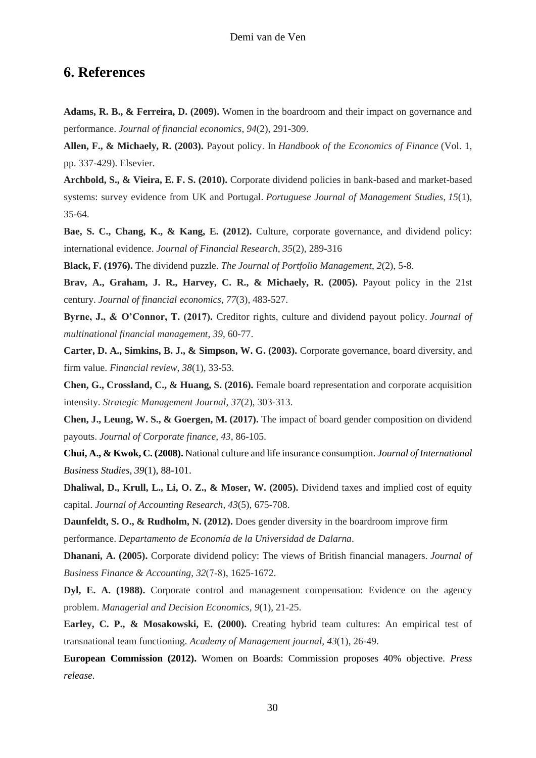## 6. References

**Adams, R. B., & Ferreira, D. (2009).** Women in the boardroom and their impact on governance and performance. *Journal of financial economics*, *94*(2), 291-309.

**Allen, F., & Michaely, R. (2003).** Payout policy. In *Handbook of the Economics of Finance* (Vol. 1, pp. 337-429). Elsevier.

**Archbold, S., & Vieira, E. F. S. (2010).** Corporate dividend policies in bank-based and market-based systems: survey evidence from UK and Portugal. *Portuguese Journal of Management Studies*, *15*(1), 35-64.

**Bae, S. C., Chang, K., & Kang, E. (2012).** Culture, corporate governance, and dividend policy: international evidence. *Journal of Financial Research*, *35*(2), 289-316

**Black, F. (1976).** The dividend puzzle. *The Journal of Portfolio Management*, *2*(2), 5-8.

**Brav, A., Graham, J. R., Harvey, C. R., & Michaely, R. (2005).** Payout policy in the 21st century. *Journal of financial economics*, *77*(3), 483-527.

**Byrne, J., & O'Connor, T. (2017).** Creditor rights, culture and dividend payout policy. *Journal of multinational financial management*, *39*, 60-77.

**Carter, D. A., Simkins, B. J., & Simpson, W. G. (2003).** Corporate governance, board diversity, and firm value. *Financial review*, *38*(1), 33-53.

**Chen, G., Crossland, C., & Huang, S. (2016).** Female board representation and corporate acquisition intensity. *Strategic Management Journal*, *37*(2), 303-313.

**Chen, J., Leung, W. S., & Goergen, M. (2017).** The impact of board gender composition on dividend payouts. *Journal of Corporate finance*, *43*, 86-105.

**Chui, A., & Kwok, C. (2008).** National culture and life insurance consumption. *Journal of International Business Studies, 39*(1), 88-101.

**Dhaliwal, D., Krull, L., Li, O. Z., & Moser, W. (2005).** Dividend taxes and implied cost of equity capital. *Journal of Accounting Research*, *43*(5), 675-708.

**Daunfeldt, S. O., & Rudholm, N. (2012).** Does gender diversity in the boardroom improve firm performance. *Departamento de Economía de la Universidad de Dalarna*.

**Dhanani, A. (2005).** Corporate dividend policy: The views of British financial managers. *Journal of Business Finance & Accounting*, *32*(7‐8), 1625-1672.

**Dyl, E. A. (1988).** Corporate control and management compensation: Evidence on the agency problem. *Managerial and Decision Economics*, *9*(1), 21-25.

**Earley, C. P., & Mosakowski, E. (2000).** Creating hybrid team cultures: An empirical test of transnational team functioning. *Academy of Management journal*, *43*(1), 26-49.

**European Commission (2012).** Women on Boards: Commission proposes 40% objective. *Press release.*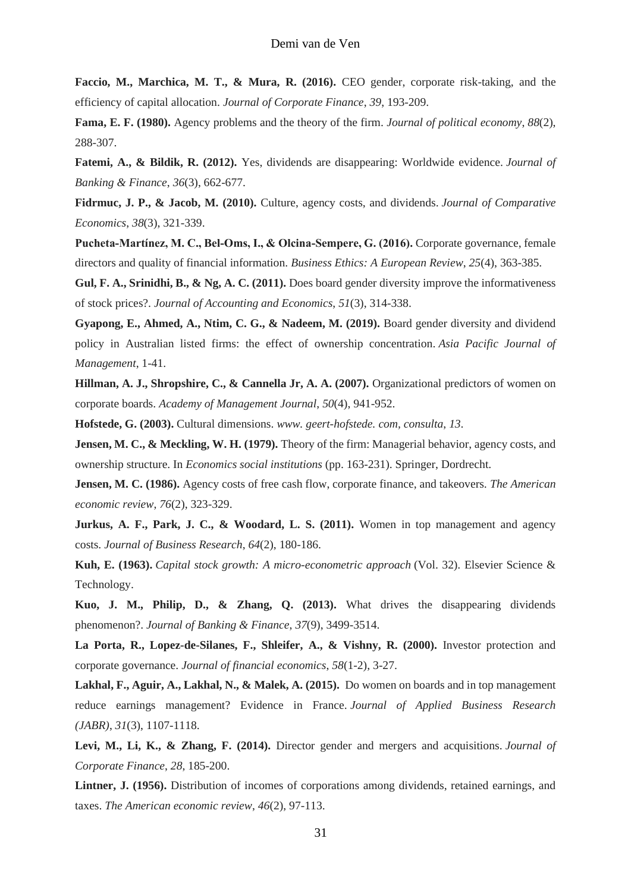**Faccio, M., Marchica, M. T., & Mura, R. (2016).** CEO gender, corporate risk-taking, and the efficiency of capital allocation. *Journal of Corporate Finance*, *39*, 193-209.

**Fama, E. F. (1980).** Agency problems and the theory of the firm. *Journal of political economy*, *88*(2), 288-307.

**Fatemi, A., & Bildik, R. (2012).** Yes, dividends are disappearing: Worldwide evidence. *Journal of Banking & Finance*, *36*(3), 662-677.

**Fidrmuc, J. P., & Jacob, M. (2010).** Culture, agency costs, and dividends. *Journal of Comparative Economics*, *38*(3), 321-339.

**Pucheta-Martínez, M. C., Bel-Oms, I., & Olcina-Sempere, G. (2016).** Corporate governance, female directors and quality of financial information. *Business Ethics: A European Review*, *25*(4), 363-385.

**Gul, F. A., Srinidhi, B., & Ng, A. C. (2011).** Does board gender diversity improve the informativeness of stock prices?. *Journal of Accounting and Economics*, *51*(3), 314-338.

**Gyapong, E., Ahmed, A., Ntim, C. G., & Nadeem, M. (2019).** Board gender diversity and dividend policy in Australian listed firms: the effect of ownership concentration. *Asia Pacific Journal of Management*, 1-41.

**Hillman, A. J., Shropshire, C., & Cannella Jr, A. A. (2007).** Organizational predictors of women on corporate boards. *Academy of Management Journal*, *50*(4), 941-952.

**Hofstede, G. (2003).** Cultural dimensions. *www. geert-hofstede. com, consulta*, *13*.

**Jensen, M. C., & Meckling, W. H. (1979).** Theory of the firm: Managerial behavior, agency costs, and ownership structure. In *Economics social institutions* (pp. 163-231). Springer, Dordrecht.

**Jensen, M. C. (1986).** Agency costs of free cash flow, corporate finance, and takeovers. *The American economic review*, *76*(2), 323-329.

**Jurkus, A. F., Park, J. C., & Woodard, L. S. (2011).** Women in top management and agency costs. *Journal of Business Research*, *64*(2), 180-186.

**Kuh, E. (1963).** *Capital stock growth: A micro-econometric approach* (Vol. 32). Elsevier Science & Technology.

**Kuo, J. M., Philip, D., & Zhang, Q. (2013).** What drives the disappearing dividends phenomenon?. *Journal of Banking & Finance*, *37*(9), 3499-3514.

**La Porta, R., Lopez-de-Silanes, F., Shleifer, A., & Vishny, R. (2000).** Investor protection and corporate governance. *Journal of financial economics*, *58*(1-2), 3-27.

**Lakhal, F., Aguir, A., Lakhal, N., & Malek, A. (2015).** Do women on boards and in top management reduce earnings management? Evidence in France. *Journal of Applied Business Research (JABR)*, *31*(3), 1107-1118.

**Levi, M., Li, K., & Zhang, F. (2014).** Director gender and mergers and acquisitions. *Journal of Corporate Finance*, *28*, 185-200.

**Lintner, J. (1956).** Distribution of incomes of corporations among dividends, retained earnings, and taxes. *The American economic review*, *46*(2), 97-113.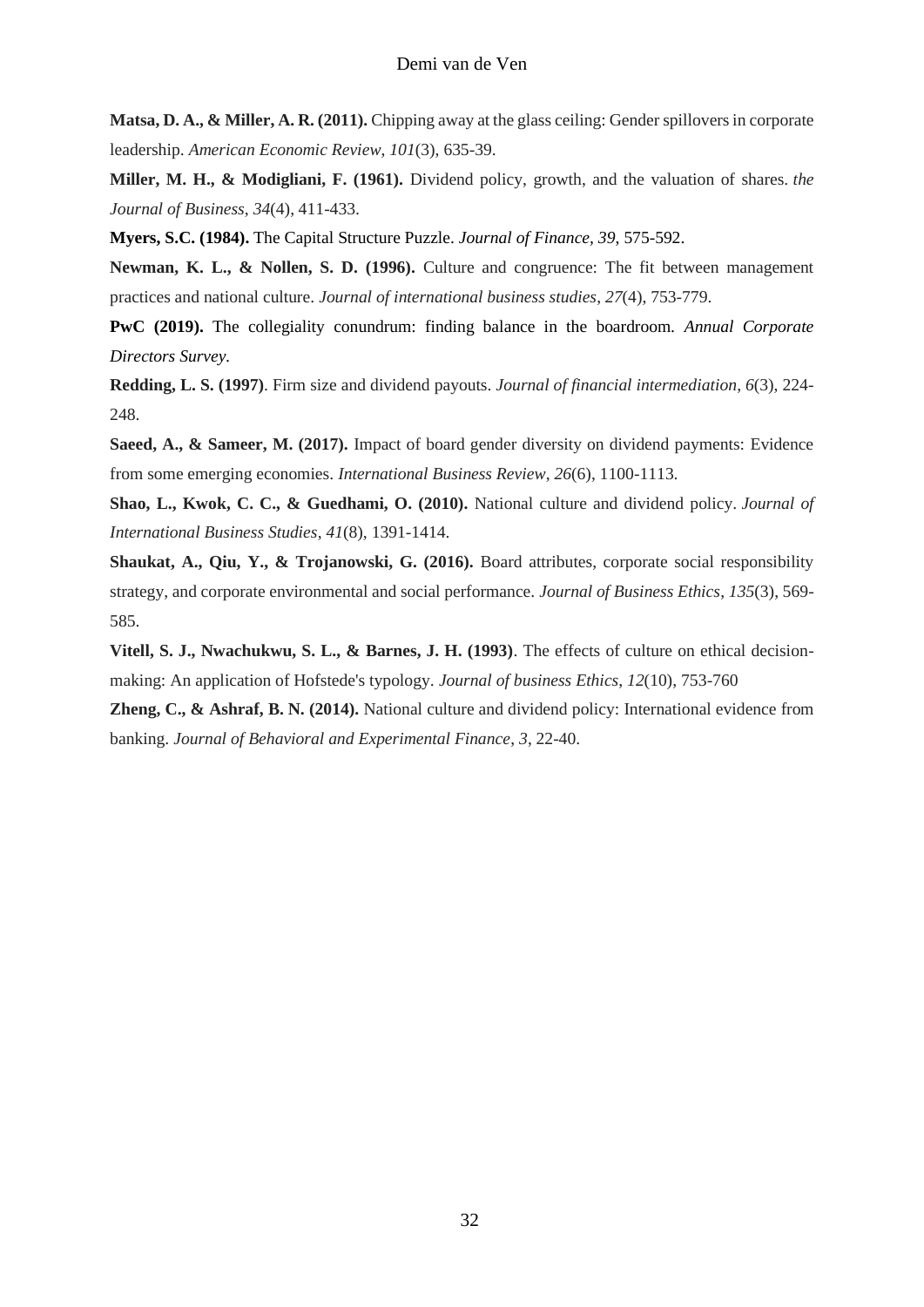**Matsa, D. A., & Miller, A. R. (2011).** Chipping away at the glass ceiling: Gender spillovers in corporate leadership. *American Economic Review*, *101*(3), 635-39.

**Miller, M. H., & Modigliani, F. (1961).** Dividend policy, growth, and the valuation of shares. *the Journal of Business*, *34*(4), 411-433.

**Myers, S.C. (1984).** The Capital Structure Puzzle. *Journal of Finance*, *39*, 575-592.

**Newman, K. L., & Nollen, S. D. (1996).** Culture and congruence: The fit between management practices and national culture. *Journal of international business studies*, *27*(4), 753-779.

**PwC (2019).** The collegiality conundrum: finding balance in the boardroom. *Annual Corporate Directors Survey.*

**Redding, L. S. (1997)**. Firm size and dividend payouts. *Journal of financial intermediation*, *6*(3), 224-248.

**Saeed, A., & Sameer, M. (2017).** Impact of board gender diversity on dividend payments: Evidence from some emerging economies. *International Business Review*, *26*(6), 1100-1113.

**Shao, L., Kwok, C. C., & Guedhami, O. (2010).** National culture and dividend policy. *Journal of International Business Studies*, *41*(8), 1391-1414.

**Shaukat, A., Qiu, Y., & Trojanowski, G. (2016).** Board attributes, corporate social responsibility strategy, and corporate environmental and social performance. *Journal of Business Ethics*, *135*(3), 569-585.

**Vitell, S. J., Nwachukwu, S. L., & Barnes, J. H. (1993)**. The effects of culture on ethical decision-making: An application of Hofstede's typology. *Journal of business Ethics*, *12*(10), 753-760

**Zheng, C., & Ashraf, B. N. (2014).** National culture and dividend policy: International evidence from banking. *Journal of Behavioral and Experimental Finance*, *3*, 22-40.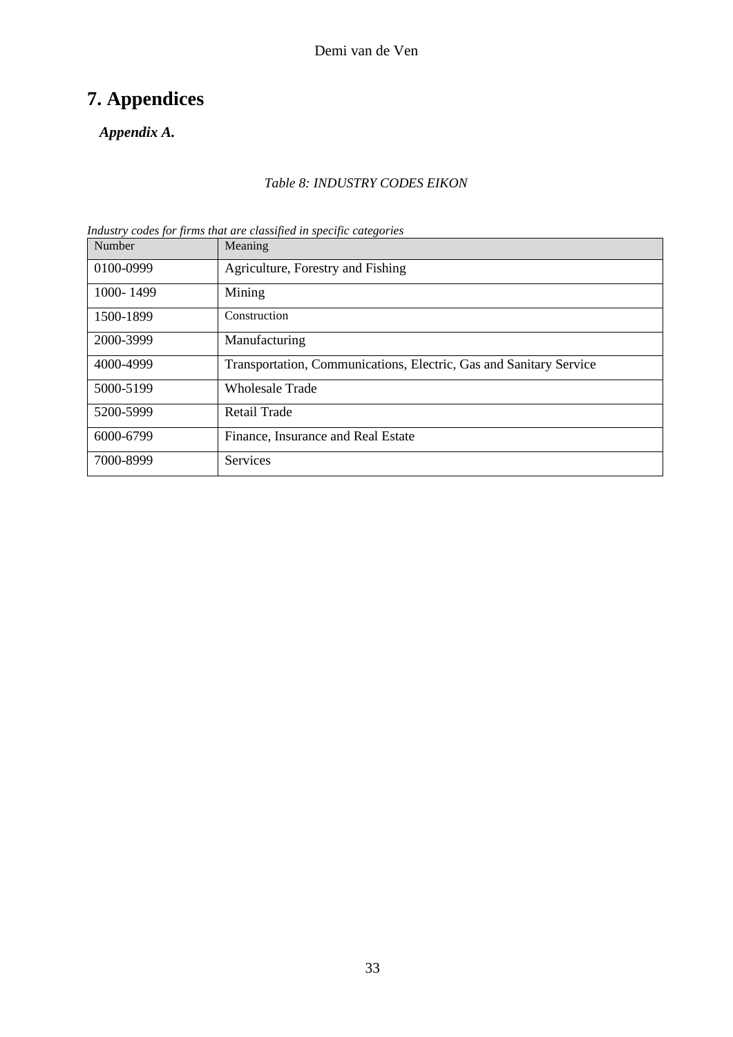# 7. Appendices

***Appendix A.***

*Table 8: INDUSTRY CODES EIKON*

*Industry codes for firms that are classified in specific categories*

| Number | Meaning |
|---|---|
| 0100-0999 | Agriculture, Forestry and Fishing |
| 1000- 1499 | Mining |
| 1500-1899 | Construction |
| 2000-3999 | Manufacturing |
| 4000-4999 | Transportation, Communications, Electric, Gas and Sanitary Service |
| 5000-5199 | Wholesale Trade |
| 5200-5999 | Retail Trade |
| 6000-6799 | Finance, Insurance and Real Estate |
| 7000-8999 | Services |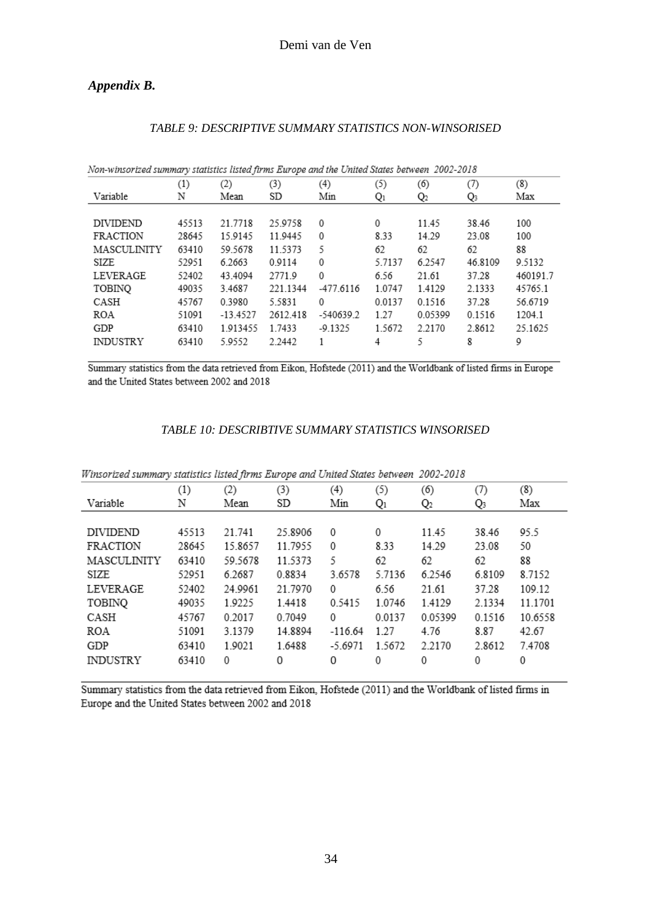## *Appendix B.*

*TABLE 9: DESCRIPTIVE SUMMARY STATISTICS NON-WINSORISED*

*Non-winsorized summary statistics listed firms Europe and the United States between 2002-2018*

| Variable | (1) N | (2) Mean | (3) SD | (4) Min | (5) $Q_1$ | (6) $Q_2$ | (7) $Q_3$ | (8) Max |
|---|---|---|---|---|---|---|---|---|
| DIVIDEND | 45513 | 21.7718 | 25.9758 | 0 | 0 | 11.45 | 38.46 | 100 |
| FRACTION | 28645 | 15.9145 | 11.9445 | 0 | 8.33 | 14.29 | 23.08 | 100 |
| MASCULINITY | 63410 | 59.5678 | 11.5373 | 5 | 62 | 62 | 62 | 88 |
| SIZE | 52951 | 6.2663 | 0.9114 | 0 | 5.7137 | 6.2547 | 46.8109 | 9.5132 |
| LEVERAGE | 52402 | 43.4094 | 2771.9 | 0 | 6.56 | 21.61 | 37.28 | 460191.7 |
| TOBINQ | 49035 | 3.4687 | 221.1344 | -477.6116 | 1.0747 | 1.4129 | 2.1333 | 45765.1 |
| CASH | 45767 | 0.3980 | 5.5831 | 0 | 0.0137 | 0.1516 | 37.28 | 56.6719 |
| ROA | 51091 | -13.4527 | 2612.418 | -540639.2 | 1.27 | 0.05399 | 0.1516 | 1204.1 |
| GDP | 63410 | 1.913455 | 1.7433 | -9.1325 | 1.5672 | 2.2170 | 2.8612 | 25.1625 |
| INDUSTRY | 63410 | 5.9552 | 2.2442 | 1 | 4 | 5 | 8 | 9 |

Summary statistics from the data retrieved from Eikon, Hofstede (2011) and the Worldbank of listed firms in Europe and the United States between 2002 and 2018

*TABLE 10: DESCRIBTIVE SUMMARY STATISTICS WINSORISED*

*Winsorized summary statistics listed firms Europe and United States between 2002-2018*

| Variable | (1) N | (2) Mean | (3) SD | (4) Min | (5) $Q_1$ | (6) $Q_2$ | (7) $Q_3$ | (8) Max |
|---|---|---|---|---|---|---|---|---|
| DIVIDEND | 45513 | 21.741 | 25.8906 | 0 | 0 | 11.45 | 38.46 | 95.5 |
| FRACTION | 28645 | 15.8657 | 11.7955 | 0 | 8.33 | 14.29 | 23.08 | 50 |
| MASCULINITY | 63410 | 59.5678 | 11.5373 | 5 | 62 | 62 | 62 | 88 |
| SIZE | 52951 | 6.2687 | 0.8834 | 3.6578 | 5.7136 | 6.2546 | 6.8109 | 8.7152 |
| LEVERAGE | 52402 | 24.9961 | 21.7970 | 0 | 6.56 | 21.61 | 37.28 | 109.12 |
| TOBINQ | 49035 | 1.9225 | 1.4418 | 0.5415 | 1.0746 | 1.4129 | 2.1334 | 11.1701 |
| CASH | 45767 | 0.2017 | 0.7049 | 0 | 0.0137 | 0.05399 | 0.1516 | 10.6558 |
| ROA | 51091 | 3.1379 | 14.8894 | -116.64 | 1.27 | 4.76 | 8.87 | 42.67 |
| GDP | 63410 | 1.9021 | 1.6488 | -5.6971 | 1.5672 | 2.2170 | 2.8612 | 7.4708 |
| INDUSTRY | 63410 | 0 | 0 | 0 | 0 | 0 | 0 | 0 |

Summary statistics from the data retrieved from Eikon, Hofstede (2011) and the Worldbank of listed firms in Europe and the United States between 2002 and 2018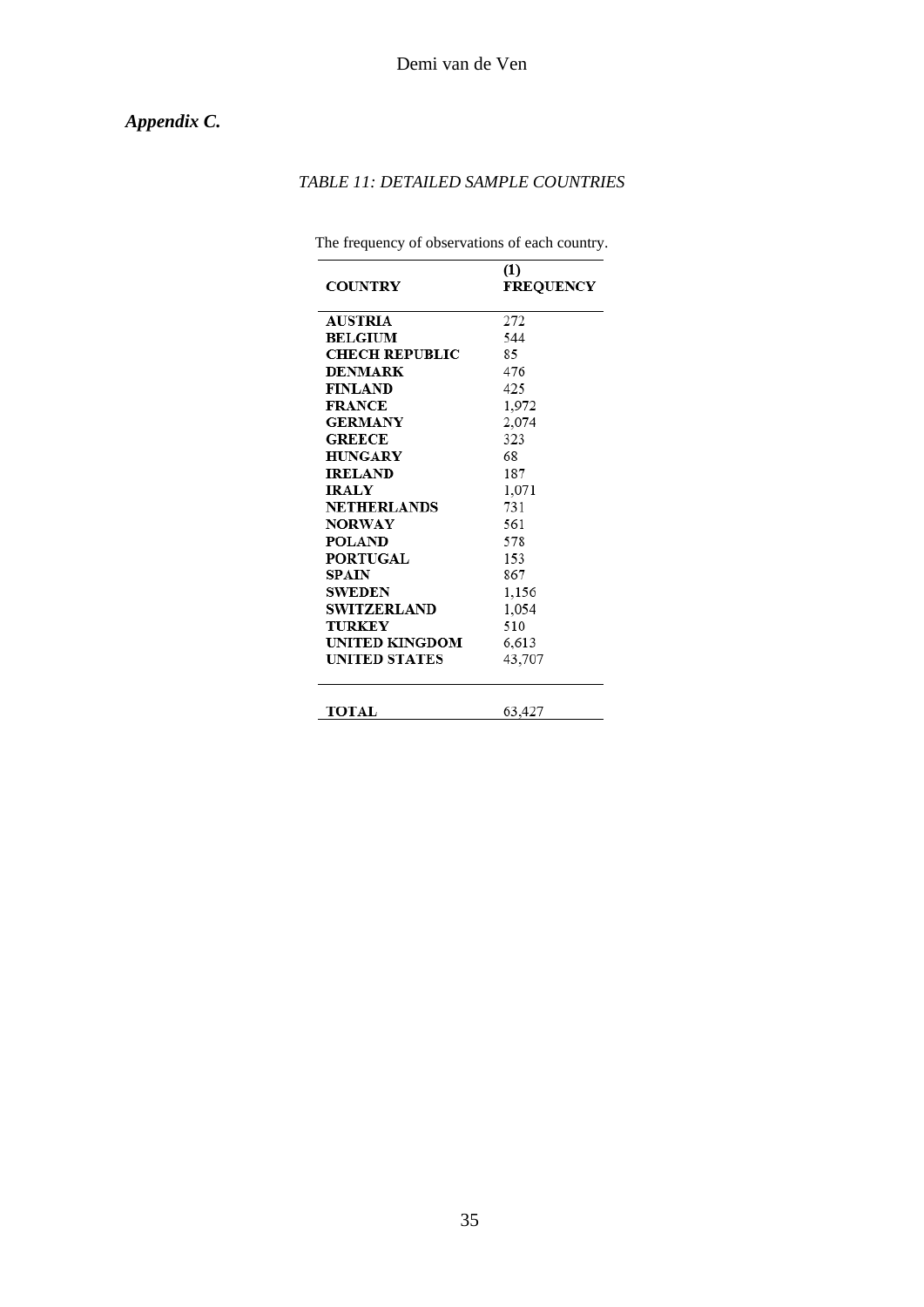***Appendix C.***

*TABLE 11: DETAILED SAMPLE COUNTRIES*

The frequency of observations of each country.

| COUNTRY | (1) FREQUENCY |
|---|---|
| **AUSTRIA** | 272 |
| **BELGIUM** | 544 |
| **CHECH REPUBLIC** | 85 |
| **DENMARK** | 476 |
| **FINLAND** | 425 |
| **FRANCE** | 1,972 |
| **GERMANY** | 2,074 |
| **GREECE** | 323 |
| **HUNGARY** | 68 |
| **IRELAND** | 187 |
| **IRALY** | 1,071 |
| **NETHERLANDS** | 731 |
| **NORWAY** | 561 |
| **POLAND** | 578 |
| **PORTUGAL** | 153 |
| **SPAIN** | 867 |
| **SWEDEN** | 1,156 |
| **SWITZERLAND** | 1,054 |
| **TURKEY** | 510 |
| **UNITED KINGDOM** | 6,613 |
| **UNITED STATES** | 43,707 |
| **TOTAL** | 63,427 |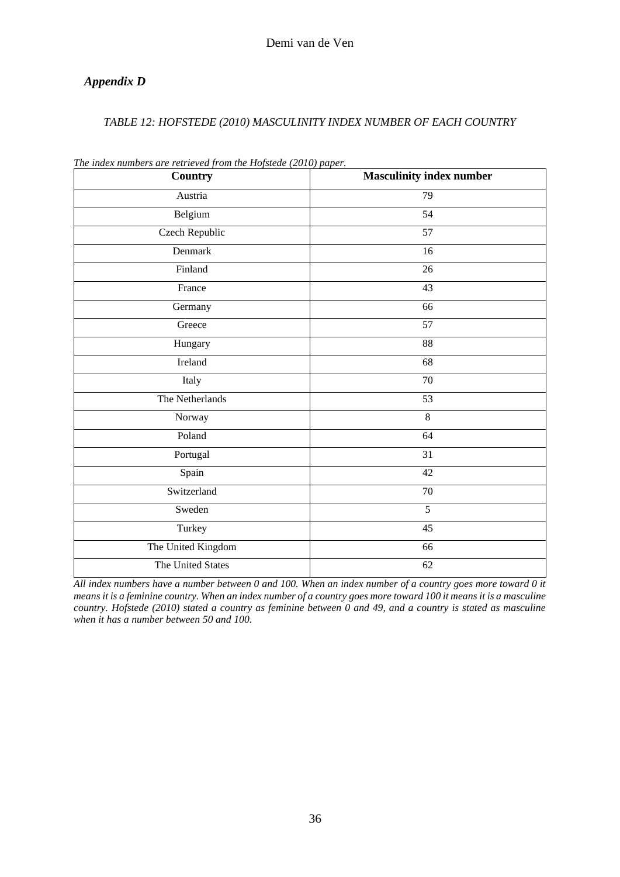## *Appendix D*

*TABLE 12: HOFSTEDE (2010) MASCULINITY INDEX NUMBER OF EACH COUNTRY*

*The index numbers are retrieved from the Hofstede (2010) paper.*

| Country | Masculinity index number |
|---|---|
| Austria | 79 |
| Belgium | 54 |
| Czech Republic | 57 |
| Denmark | 16 |
| Finland | 26 |
| France | 43 |
| Germany | 66 |
| Greece | 57 |
| Hungary | 88 |
| Ireland | 68 |
| Italy | 70 |
| The Netherlands | 53 |
| Norway | 8 |
| Poland | 64 |
| Portugal | 31 |
| Spain | 42 |
| Switzerland | 70 |
| Sweden | 5 |
| Turkey | 45 |
| The United Kingdom | 66 |
| The United States | 62 |

*All index numbers have a number between 0 and 100. When an index number of a country goes more toward 0 it means it is a feminine country. When an index number of a country goes more toward 100 it means it is a masculine country. Hofstede (2010) stated a country as feminine between 0 and 49, and a country is stated as masculine when it has a number between 50 and 100.*